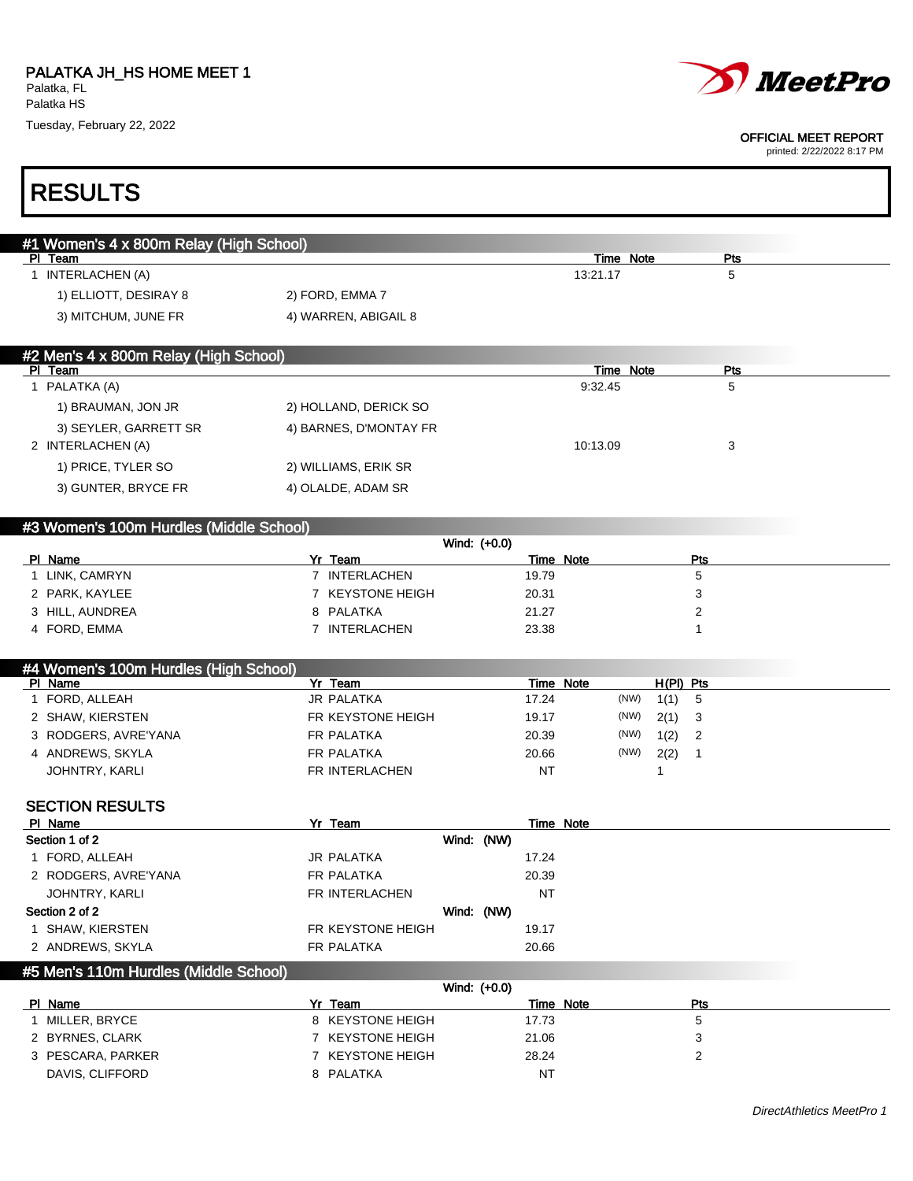PALATKA JH_HS HOME MEET 1
Palatka, FL
Palatka HS
Tuesday, February 22, 2022

OFFICIAL MEET REPORT
printed: 2/22/2022 8:17 PM

# RESULTS

## #1 Women's 4 x 800m Relay (High School)

| Pl | Team | Time | Note | Pts |
|---|---|---|---|---|
| 1 | INTERLACHEN (A) | 13:21.17 | | 5 |

1) ELLIOTT, DESIRAY 8 &nbsp;&nbsp; 2) FORD, EMMA 7
3) MITCHUM, JUNE FR &nbsp;&nbsp; 4) WARREN, ABIGAIL 8

## #2 Men's 4 x 800m Relay (High School)

| Pl | Team | Time | Note | Pts |
|---|---|---|---|---|
| 1 | PALATKA (A) | 9:32.45 | | 5 |
| 2 | INTERLACHEN (A) | 10:13.09 | | 3 |

PALATKA (A): 1) BRAUMAN, JON JR &nbsp;&nbsp; 2) HOLLAND, DERICK SO &nbsp;&nbsp; 3) SEYLER, GARRETT SR &nbsp;&nbsp; 4) BARNES, D'MONTAY FR

INTERLACHEN (A): 1) PRICE, TYLER SO &nbsp;&nbsp; 2) WILLIAMS, ERIK SR &nbsp;&nbsp; 3) GUNTER, BRYCE FR &nbsp;&nbsp; 4) OLALDE, ADAM SR

## #3 Women's 100m Hurdles (Middle School)

Wind: (+0.0)

| Pl | Name | Yr | Team | Time | Note | Pts |
|---|---|---|---|---|---|---|
| 1 | LINK, CAMRYN | 7 | INTERLACHEN | 19.79 | | 5 |
| 2 | PARK, KAYLEE | 7 | KEYSTONE HEIGH | 20.31 | | 3 |
| 3 | HILL, AUNDREA | 8 | PALATKA | 21.27 | | 2 |
| 4 | FORD, EMMA | 7 | INTERLACHEN | 23.38 | | 1 |

## #4 Women's 100m Hurdles (High School)

| Pl | Name | Yr | Team | Time | Note | | H(Pl) | Pts |
|---|---|---|---|---|---|---|---|---|
| 1 | FORD, ALLEAH | JR | PALATKA | 17.24 | | (NW) | 1(1) | 5 |
| 2 | SHAW, KIERSTEN | FR | KEYSTONE HEIGH | 19.17 | | (NW) | 2(1) | 3 |
| 3 | RODGERS, AVRE'YANA | FR | PALATKA | 20.39 | | (NW) | 1(2) | 2 |
| 4 | ANDREWS, SKYLA | FR | PALATKA | 20.66 | | (NW) | 2(2) | 1 |
| | JOHNTRY, KARLI | FR | INTERLACHEN | NT | | | 1 | |

### SECTION RESULTS

| Pl | Name | Yr | Team | Time | Note |
|---|---|---|---|---|---|
| **Section 1 of 2** | | | Wind: (NW) | | |
| 1 | FORD, ALLEAH | JR | PALATKA | 17.24 | |
| 2 | RODGERS, AVRE'YANA | FR | PALATKA | 20.39 | |
| | JOHNTRY, KARLI | FR | INTERLACHEN | NT | |
| **Section 2 of 2** | | | Wind: (NW) | | |
| 1 | SHAW, KIERSTEN | FR | KEYSTONE HEIGH | 19.17 | |
| 2 | ANDREWS, SKYLA | FR | PALATKA | 20.66 | |

## #5 Men's 110m Hurdles (Middle School)

Wind: (+0.0)

| Pl | Name | Yr | Team | Time | Note | Pts |
|---|---|---|---|---|---|---|
| 1 | MILLER, BRYCE | 8 | KEYSTONE HEIGH | 17.73 | | 5 |
| 2 | BYRNES, CLARK | 7 | KEYSTONE HEIGH | 21.06 | | 3 |
| 3 | PESCARA, PARKER | 7 | KEYSTONE HEIGH | 28.24 | | 2 |
| | DAVIS, CLIFFORD | 8 | PALATKA | NT | | |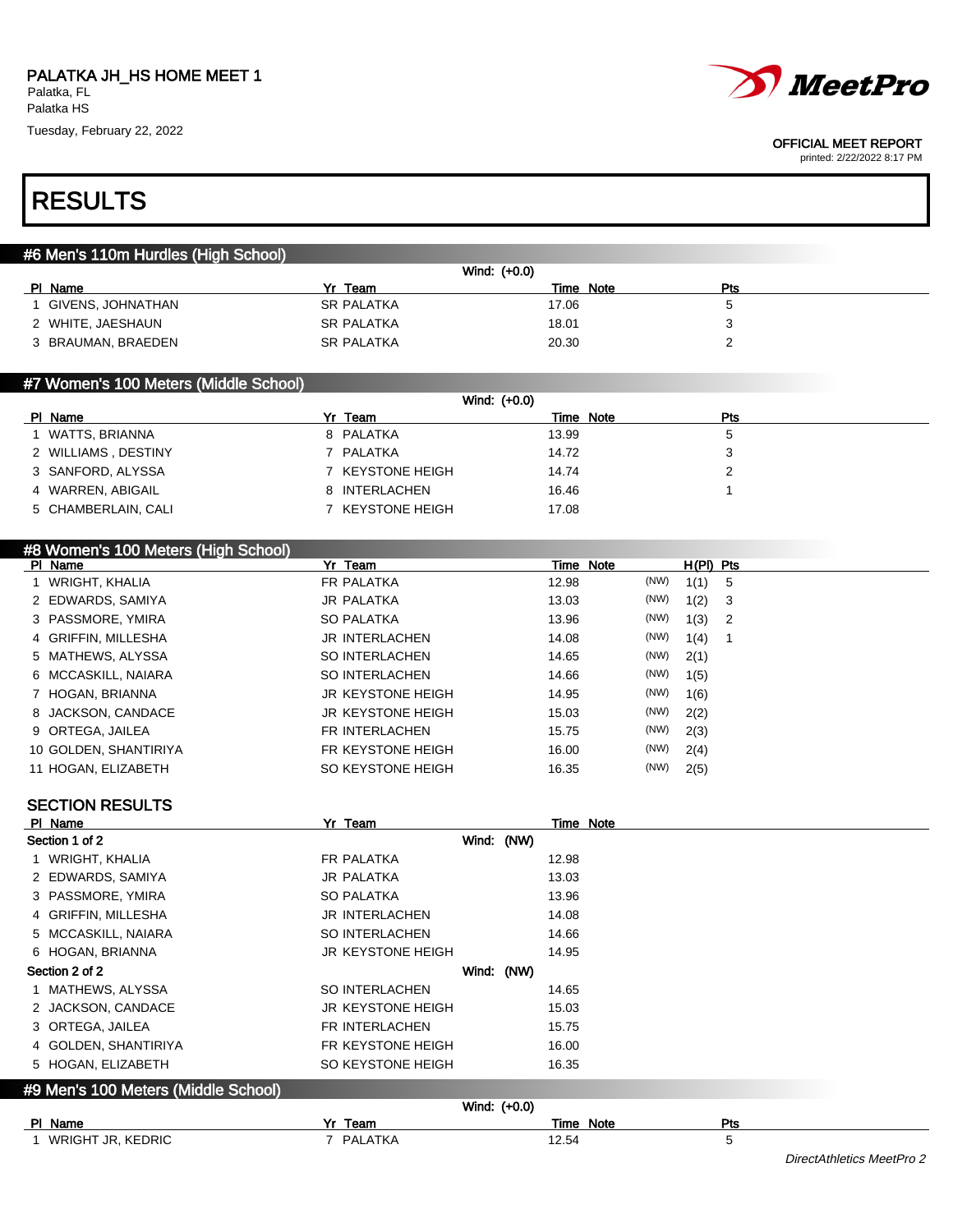PALATKA JH_HS HOME MEET 1
Palatka, FL
Palatka HS
Tuesday, February 22, 2022

OFFICIAL MEET REPORT
printed: 2/22/2022 8:17 PM

# RESULTS

## #6 Men's 110m Hurdles (High School)

Wind: (+0.0)

| Pl | Name | Yr | Team | Time | Note | Pts |
|---|---|---|---|---|---|---|
| 1 | GIVENS, JOHNATHAN | SR | PALATKA | 17.06 | | 5 |
| 2 | WHITE, JAESHAUN | SR | PALATKA | 18.01 | | 3 |
| 3 | BRAUMAN, BRAEDEN | SR | PALATKA | 20.30 | | 2 |

## #7 Women's 100 Meters (Middle School)

Wind: (+0.0)

| Pl | Name | Yr | Team | Time | Note | Pts |
|---|---|---|---|---|---|---|
| 1 | WATTS, BRIANNA | 8 | PALATKA | 13.99 | | 5 |
| 2 | WILLIAMS , DESTINY | 7 | PALATKA | 14.72 | | 3 |
| 3 | SANFORD, ALYSSA | 7 | KEYSTONE HEIGH | 14.74 | | 2 |
| 4 | WARREN, ABIGAIL | 8 | INTERLACHEN | 16.46 | | 1 |
| 5 | CHAMBERLAIN, CALI | 7 | KEYSTONE HEIGH | 17.08 | | |

## #8 Women's 100 Meters (High School)

| Pl | Name | Yr | Team | Time | Note | | H(Pl) | Pts |
|---|---|---|---|---|---|---|---|---|
| 1 | WRIGHT, KHALIA | FR | PALATKA | 12.98 | | (NW) | 1(1) | 5 |
| 2 | EDWARDS, SAMIYA | JR | PALATKA | 13.03 | | (NW) | 1(2) | 3 |
| 3 | PASSMORE, YMIRA | SO | PALATKA | 13.96 | | (NW) | 1(3) | 2 |
| 4 | GRIFFIN, MILLESHA | JR | INTERLACHEN | 14.08 | | (NW) | 1(4) | 1 |
| 5 | MATHEWS, ALYSSA | SO | INTERLACHEN | 14.65 | | (NW) | 2(1) | |
| 6 | MCCASKILL, NAIARA | SO | INTERLACHEN | 14.66 | | (NW) | 1(5) | |
| 7 | HOGAN, BRIANNA | JR | KEYSTONE HEIGH | 14.95 | | (NW) | 1(6) | |
| 8 | JACKSON, CANDACE | JR | KEYSTONE HEIGH | 15.03 | | (NW) | 2(2) | |
| 9 | ORTEGA, JAILEA | FR | INTERLACHEN | 15.75 | | (NW) | 2(3) | |
| 10 | GOLDEN, SHANTIRIYA | FR | KEYSTONE HEIGH | 16.00 | | (NW) | 2(4) | |
| 11 | HOGAN, ELIZABETH | SO | KEYSTONE HEIGH | 16.35 | | (NW) | 2(5) | |

### SECTION RESULTS

| Pl | Name | Yr | Team | Time | Note |
|---|---|---|---|---|---|
| **Section 1 of 2** | | | Wind: (NW) | | |
| 1 | WRIGHT, KHALIA | FR | PALATKA | 12.98 | |
| 2 | EDWARDS, SAMIYA | JR | PALATKA | 13.03 | |
| 3 | PASSMORE, YMIRA | SO | PALATKA | 13.96 | |
| 4 | GRIFFIN, MILLESHA | JR | INTERLACHEN | 14.08 | |
| 5 | MCCASKILL, NAIARA | SO | INTERLACHEN | 14.66 | |
| 6 | HOGAN, BRIANNA | JR | KEYSTONE HEIGH | 14.95 | |
| **Section 2 of 2** | | | Wind: (NW) | | |
| 1 | MATHEWS, ALYSSA | SO | INTERLACHEN | 14.65 | |
| 2 | JACKSON, CANDACE | JR | KEYSTONE HEIGH | 15.03 | |
| 3 | ORTEGA, JAILEA | FR | INTERLACHEN | 15.75 | |
| 4 | GOLDEN, SHANTIRIYA | FR | KEYSTONE HEIGH | 16.00 | |
| 5 | HOGAN, ELIZABETH | SO | KEYSTONE HEIGH | 16.35 | |

## #9 Men's 100 Meters (Middle School)

Wind: (+0.0)

| Pl | Name | Yr | Team | Time | Note | Pts |
|---|---|---|---|---|---|---|
| 1 | WRIGHT JR, KEDRIC | 7 | PALATKA | 12.54 | | 5 |

*DirectAthletics MeetPro 2*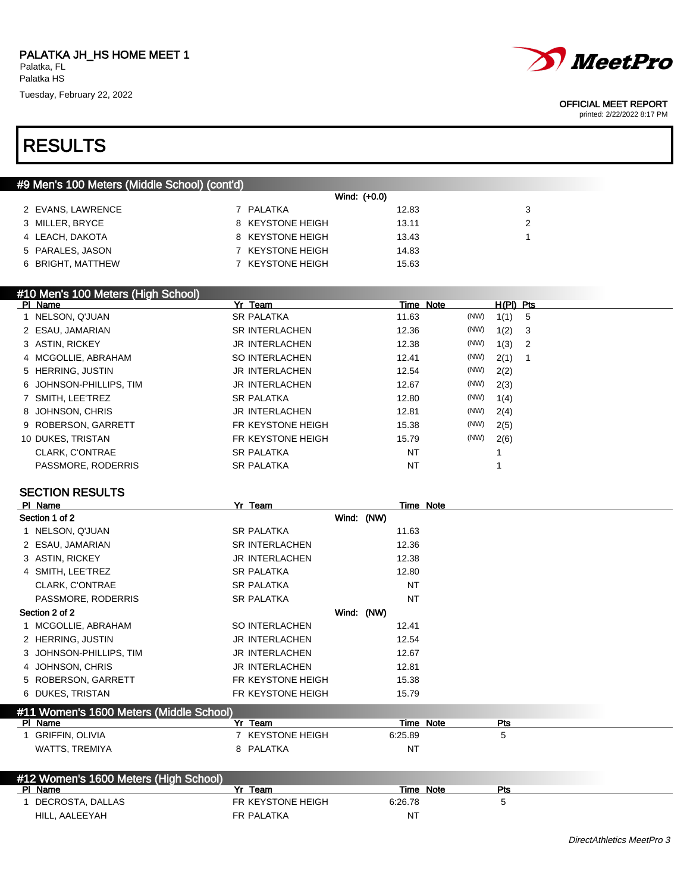PALATKA JH_HS HOME MEET 1
Palatka, FL
Palatka HS
Tuesday, February 22, 2022

OFFICIAL MEET REPORT
printed: 2/22/2022 8:17 PM

# RESULTS

## #9 Men's 100 Meters (Middle School) (cont'd)

Wind: (+0.0)

| Pl | Name | Yr | Team | Time | Pts |
|---|---|---|---|---|---|
| 2 | EVANS, LAWRENCE | 7 | PALATKA | 12.83 | 3 |
| 3 | MILLER, BRYCE | 8 | KEYSTONE HEIGH | 13.11 | 2 |
| 4 | LEACH, DAKOTA | 8 | KEYSTONE HEIGH | 13.43 | 1 |
| 5 | PARALES, JASON | 7 | KEYSTONE HEIGH | 14.83 | |
| 6 | BRIGHT, MATTHEW | 7 | KEYSTONE HEIGH | 15.63 | |

## #10 Men's 100 Meters (High School)

| Pl | Name | Yr | Team | Time | Note | | H(Pl) | Pts |
|---|---|---|---|---|---|---|---|---|
| 1 | NELSON, Q'JUAN | SR | PALATKA | 11.63 | | (NW) | 1(1) | 5 |
| 2 | ESAU, JAMARIAN | SR | INTERLACHEN | 12.36 | | (NW) | 1(2) | 3 |
| 3 | ASTIN, RICKEY | JR | INTERLACHEN | 12.38 | | (NW) | 1(3) | 2 |
| 4 | MCGOLLIE, ABRAHAM | SO | INTERLACHEN | 12.41 | | (NW) | 2(1) | 1 |
| 5 | HERRING, JUSTIN | JR | INTERLACHEN | 12.54 | | (NW) | 2(2) | |
| 6 | JOHNSON-PHILLIPS, TIM | JR | INTERLACHEN | 12.67 | | (NW) | 2(3) | |
| 7 | SMITH, LEE'TREZ | SR | PALATKA | 12.80 | | (NW) | 1(4) | |
| 8 | JOHNSON, CHRIS | JR | INTERLACHEN | 12.81 | | (NW) | 2(4) | |
| 9 | ROBERSON, GARRETT | FR | KEYSTONE HEIGH | 15.38 | | (NW) | 2(5) | |
| 10 | DUKES, TRISTAN | FR | KEYSTONE HEIGH | 15.79 | | (NW) | 2(6) | |
| | CLARK, C'ONTRAE | SR | PALATKA | NT | | | 1 | |
| | PASSMORE, RODERRIS | SR | PALATKA | NT | | | 1 | |

### SECTION RESULTS

| Pl | Name | Yr | Team | Time | Note |
|---|---|---|---|---|---|
| **Section 1 of 2** | | | Wind: (NW) | | |
| 1 | NELSON, Q'JUAN | SR | PALATKA | 11.63 | |
| 2 | ESAU, JAMARIAN | SR | INTERLACHEN | 12.36 | |
| 3 | ASTIN, RICKEY | JR | INTERLACHEN | 12.38 | |
| 4 | SMITH, LEE'TREZ | SR | PALATKA | 12.80 | |
| | CLARK, C'ONTRAE | SR | PALATKA | NT | |
| | PASSMORE, RODERRIS | SR | PALATKA | NT | |
| **Section 2 of 2** | | | Wind: (NW) | | |
| 1 | MCGOLLIE, ABRAHAM | SO | INTERLACHEN | 12.41 | |
| 2 | HERRING, JUSTIN | JR | INTERLACHEN | 12.54 | |
| 3 | JOHNSON-PHILLIPS, TIM | JR | INTERLACHEN | 12.67 | |
| 4 | JOHNSON, CHRIS | JR | INTERLACHEN | 12.81 | |
| 5 | ROBERSON, GARRETT | FR | KEYSTONE HEIGH | 15.38 | |
| 6 | DUKES, TRISTAN | FR | KEYSTONE HEIGH | 15.79 | |

## #11 Women's 1600 Meters (Middle School)

| Pl | Name | Yr | Team | Time | Note | Pts |
|---|---|---|---|---|---|---|
| 1 | GRIFFIN, OLIVIA | 7 | KEYSTONE HEIGH | 6:25.89 | | 5 |
| | WATTS, TREMIYA | 8 | PALATKA | NT | | |

## #12 Women's 1600 Meters (High School)

| Pl | Name | Yr | Team | Time | Note | Pts |
|---|---|---|---|---|---|---|
| 1 | DECROSTA, DALLAS | FR | KEYSTONE HEIGH | 6:26.78 | | 5 |
| | HILL, AALEEYAH | FR | PALATKA | NT | | |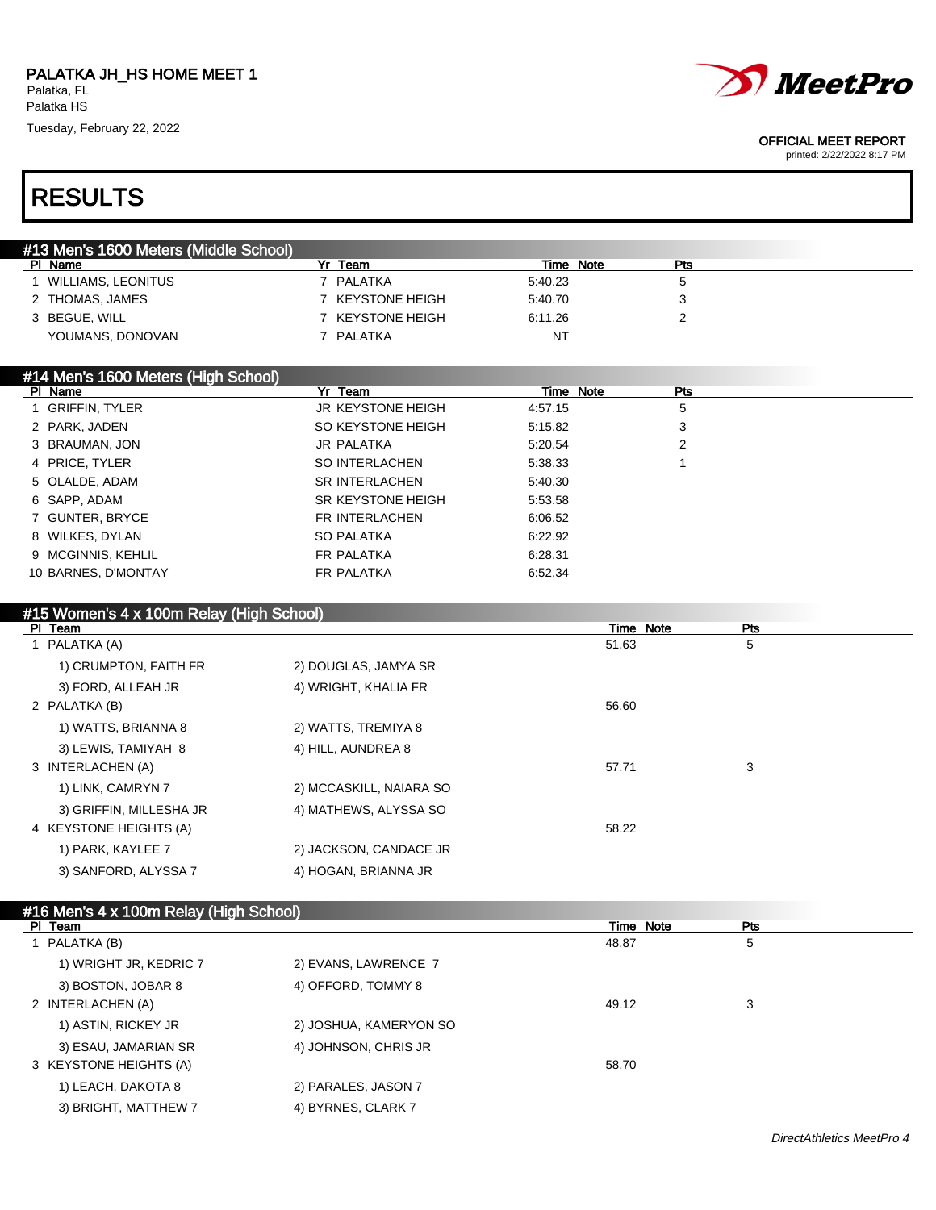PALATKA JH_HS HOME MEET 1
Palatka, FL
Palatka HS
Tuesday, February 22, 2022

OFFICIAL MEET REPORT
printed: 2/22/2022 8:17 PM

# RESULTS

## #13 Men's 1600 Meters (Middle School)

| Pl | Name | Yr | Team | Time | Note | Pts |
|---|---|---|---|---|---|---|
| 1 | WILLIAMS, LEONITUS | 7 | PALATKA | 5:40.23 | | 5 |
| 2 | THOMAS, JAMES | 7 | KEYSTONE HEIGH | 5:40.70 | | 3 |
| 3 | BEGUE, WILL | 7 | KEYSTONE HEIGH | 6:11.26 | | 2 |
| | YOUMANS, DONOVAN | 7 | PALATKA | NT | | |

## #14 Men's 1600 Meters (High School)

| Pl | Name | Yr | Team | Time | Note | Pts |
|---|---|---|---|---|---|---|
| 1 | GRIFFIN, TYLER | JR | KEYSTONE HEIGH | 4:57.15 | | 5 |
| 2 | PARK, JADEN | SO | KEYSTONE HEIGH | 5:15.82 | | 3 |
| 3 | BRAUMAN, JON | JR | PALATKA | 5:20.54 | | 2 |
| 4 | PRICE, TYLER | SO | INTERLACHEN | 5:38.33 | | 1 |
| 5 | OLALDE, ADAM | SR | INTERLACHEN | 5:40.30 | | |
| 6 | SAPP, ADAM | SR | KEYSTONE HEIGH | 5:53.58 | | |
| 7 | GUNTER, BRYCE | FR | INTERLACHEN | 6:06.52 | | |
| 8 | WILKES, DYLAN | SO | PALATKA | 6:22.92 | | |
| 9 | MCGINNIS, KEHLIL | FR | PALATKA | 6:28.31 | | |
| 10 | BARNES, D'MONTAY | FR | PALATKA | 6:52.34 | | |

## #15 Women's 4 x 100m Relay (High School)

| Pl | Team | | Time | Note | Pts |
|---|---|---|---|---|---|
| 1 | PALATKA (A) | | 51.63 | | 5 |
| | 1) CRUMPTON, FAITH FR | 2) DOUGLAS, JAMYA SR | | | |
| | 3) FORD, ALLEAH JR | 4) WRIGHT, KHALIA FR | | | |
| 2 | PALATKA (B) | | 56.60 | | |
| | 1) WATTS, BRIANNA 8 | 2) WATTS, TREMIYA 8 | | | |
| | 3) LEWIS, TAMIYAH 8 | 4) HILL, AUNDREA 8 | | | |
| 3 | INTERLACHEN (A) | | 57.71 | | 3 |
| | 1) LINK, CAMRYN 7 | 2) MCCASKILL, NAIARA SO | | | |
| | 3) GRIFFIN, MILLESHA JR | 4) MATHEWS, ALYSSA SO | | | |
| 4 | KEYSTONE HEIGHTS (A) | | 58.22 | | |
| | 1) PARK, KAYLEE 7 | 2) JACKSON, CANDACE JR | | | |
| | 3) SANFORD, ALYSSA 7 | 4) HOGAN, BRIANNA JR | | | |

## #16 Men's 4 x 100m Relay (High School)

| Pl | Team | | Time | Note | Pts |
|---|---|---|---|---|---|
| 1 | PALATKA (B) | | 48.87 | | 5 |
| | 1) WRIGHT JR, KEDRIC 7 | 2) EVANS, LAWRENCE 7 | | | |
| | 3) BOSTON, JOBAR 8 | 4) OFFORD, TOMMY 8 | | | |
| 2 | INTERLACHEN (A) | | 49.12 | | 3 |
| | 1) ASTIN, RICKEY JR | 2) JOSHUA, KAMERYON SO | | | |
| | 3) ESAU, JAMARIAN SR | 4) JOHNSON, CHRIS JR | | | |
| 3 | KEYSTONE HEIGHTS (A) | | 58.70 | | |
| | 1) LEACH, DAKOTA 8 | 2) PARALES, JASON 7 | | | |
| | 3) BRIGHT, MATTHEW 7 | 4) BYRNES, CLARK 7 | | | |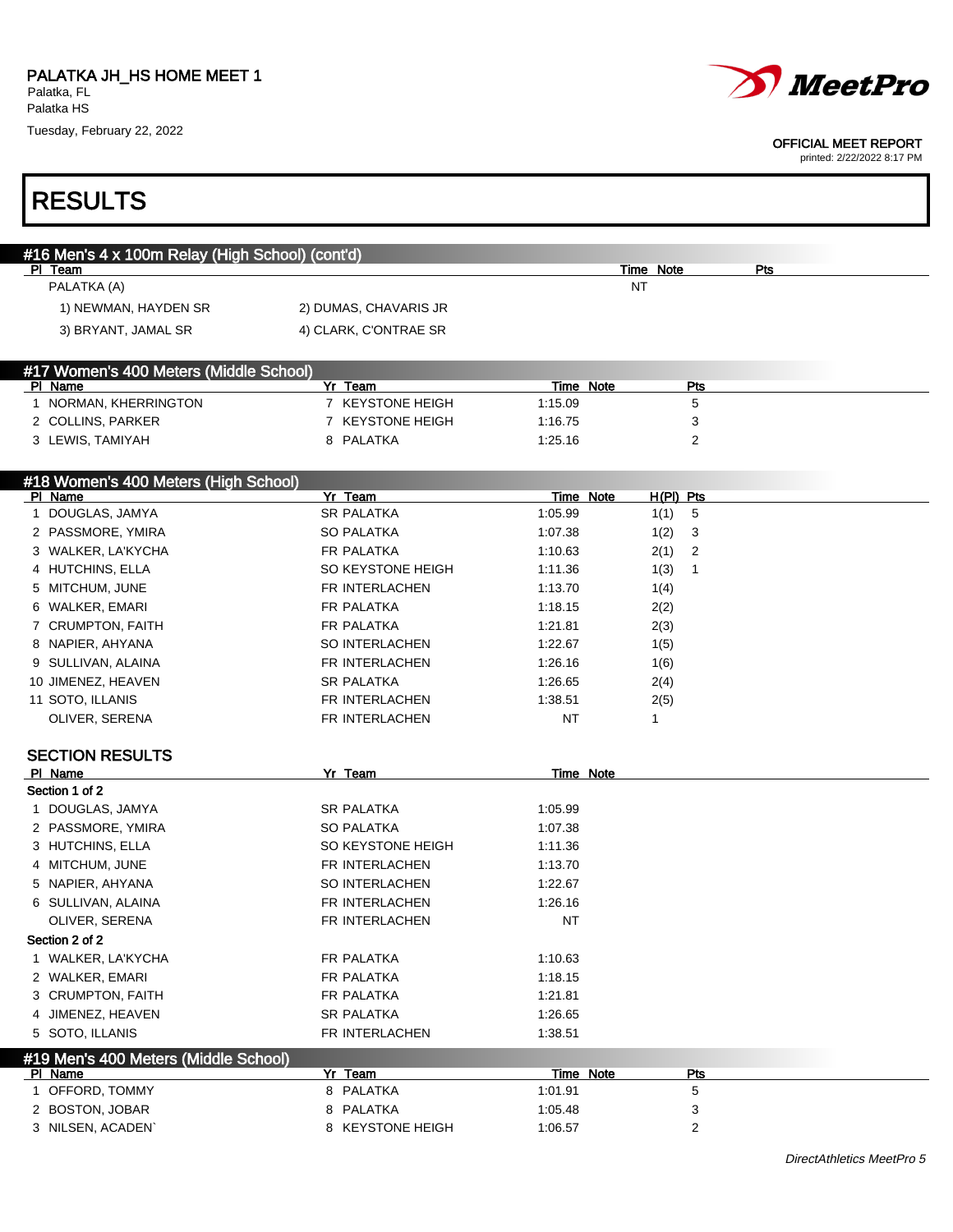## RESULTS

### #16 Men's 4 x 100m Relay (High School) (cont'd)

| Pl | Team | Time | Note | Pts |
|---|---|---|---|---|
| | PALATKA (A) | NT | | |

1) NEWMAN, HAYDEN SR  2) DUMAS, CHAVARIS JR
3) BRYANT, JAMAL SR  4) CLARK, C'ONTRAE SR

### #17 Women's 400 Meters (Middle School)

| Pl | Name | Yr | Team | Time | Note | Pts |
|---|---|---|---|---|---|---|
| 1 | NORMAN, KHERRINGTON | 7 | KEYSTONE HEIGH | 1:15.09 | | 5 |
| 2 | COLLINS, PARKER | 7 | KEYSTONE HEIGH | 1:16.75 | | 3 |
| 3 | LEWIS, TAMIYAH | 8 | PALATKA | 1:25.16 | | 2 |

### #18 Women's 400 Meters (High School)

| Pl | Name | Yr | Team | Time | Note | H(Pl) | Pts |
|---|---|---|---|---|---|---|---|
| 1 | DOUGLAS, JAMYA | SR | PALATKA | 1:05.99 | | 1(1) | 5 |
| 2 | PASSMORE, YMIRA | SO | PALATKA | 1:07.38 | | 1(2) | 3 |
| 3 | WALKER, LA'KYCHA | FR | PALATKA | 1:10.63 | | 2(1) | 2 |
| 4 | HUTCHINS, ELLA | SO | KEYSTONE HEIGH | 1:11.36 | | 1(3) | 1 |
| 5 | MITCHUM, JUNE | FR | INTERLACHEN | 1:13.70 | | 1(4) | |
| 6 | WALKER, EMARI | FR | PALATKA | 1:18.15 | | 2(2) | |
| 7 | CRUMPTON, FAITH | FR | PALATKA | 1:21.81 | | 2(3) | |
| 8 | NAPIER, AHYANA | SO | INTERLACHEN | 1:22.67 | | 1(5) | |
| 9 | SULLIVAN, ALAINA | FR | INTERLACHEN | 1:26.16 | | 1(6) | |
| 10 | JIMENEZ, HEAVEN | SR | PALATKA | 1:26.65 | | 2(4) | |
| 11 | SOTO, ILLANIS | FR | INTERLACHEN | 1:38.51 | | 2(5) | |
| | OLIVER, SERENA | FR | INTERLACHEN | NT | | 1 | |

#### SECTION RESULTS

| Pl | Name | Yr | Team | Time | Note |
|---|---|---|---|---|---|
| **Section 1 of 2** | | | | | |
| 1 | DOUGLAS, JAMYA | SR | PALATKA | 1:05.99 | |
| 2 | PASSMORE, YMIRA | SO | PALATKA | 1:07.38 | |
| 3 | HUTCHINS, ELLA | SO | KEYSTONE HEIGH | 1:11.36 | |
| 4 | MITCHUM, JUNE | FR | INTERLACHEN | 1:13.70 | |
| 5 | NAPIER, AHYANA | SO | INTERLACHEN | 1:22.67 | |
| 6 | SULLIVAN, ALAINA | FR | INTERLACHEN | 1:26.16 | |
| | OLIVER, SERENA | FR | INTERLACHEN | NT | |
| **Section 2 of 2** | | | | | |
| 1 | WALKER, LA'KYCHA | FR | PALATKA | 1:10.63 | |
| 2 | WALKER, EMARI | FR | PALATKA | 1:18.15 | |
| 3 | CRUMPTON, FAITH | FR | PALATKA | 1:21.81 | |
| 4 | JIMENEZ, HEAVEN | SR | PALATKA | 1:26.65 | |
| 5 | SOTO, ILLANIS | FR | INTERLACHEN | 1:38.51 | |

### #19 Men's 400 Meters (Middle School)

| Pl | Name | Yr | Team | Time | Note | Pts |
|---|---|---|---|---|---|---|
| 1 | OFFORD, TOMMY | 8 | PALATKA | 1:01.91 | | 5 |
| 2 | BOSTON, JOBAR | 8 | PALATKA | 1:05.48 | | 3 |
| 3 | NILSEN, ACADEN` | 8 | KEYSTONE HEIGH | 1:06.57 | | 2 |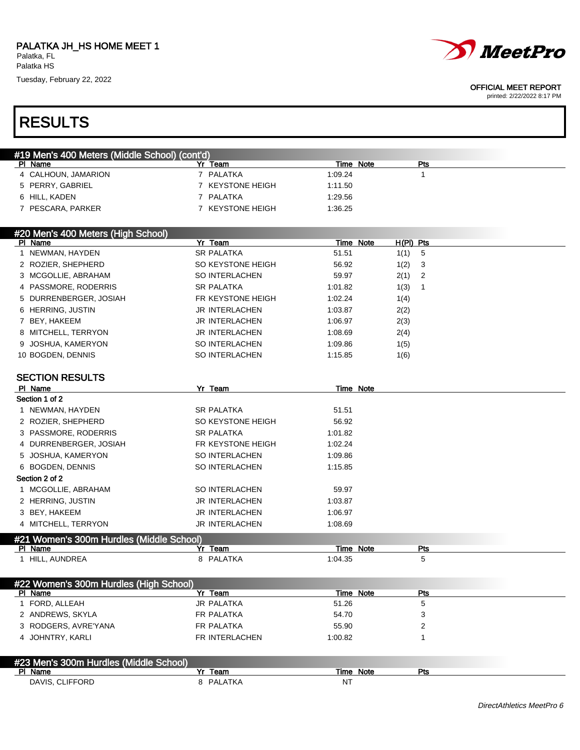PALATKA JH_HS HOME MEET 1
Palatka, FL
Palatka HS
Tuesday, February 22, 2022

OFFICIAL MEET REPORT
printed: 2/22/2022 8:17 PM

# RESULTS

## #19 Men's 400 Meters (Middle School) (cont'd)

| Pl | Name | Yr | Team | Time | Note | Pts |
|---|---|---|---|---|---|---|
| 4 | CALHOUN, JAMARION | 7 | PALATKA | 1:09.24 | | 1 |
| 5 | PERRY, GABRIEL | 7 | KEYSTONE HEIGH | 1:11.50 | | |
| 6 | HILL, KADEN | 7 | PALATKA | 1:29.56 | | |
| 7 | PESCARA, PARKER | 7 | KEYSTONE HEIGH | 1:36.25 | | |

## #20 Men's 400 Meters (High School)

| Pl | Name | Yr | Team | Time | Note | H(Pl) | Pts |
|---|---|---|---|---|---|---|---|
| 1 | NEWMAN, HAYDEN | SR | PALATKA | 51.51 | | 1(1) | 5 |
| 2 | ROZIER, SHEPHERD | SO | KEYSTONE HEIGH | 56.92 | | 1(2) | 3 |
| 3 | MCGOLLIE, ABRAHAM | SO | INTERLACHEN | 59.97 | | 2(1) | 2 |
| 4 | PASSMORE, RODERRIS | SR | PALATKA | 1:01.82 | | 1(3) | 1 |
| 5 | DURRENBERGER, JOSIAH | FR | KEYSTONE HEIGH | 1:02.24 | | 1(4) | |
| 6 | HERRING, JUSTIN | JR | INTERLACHEN | 1:03.87 | | 2(2) | |
| 7 | BEY, HAKEEM | JR | INTERLACHEN | 1:06.97 | | 2(3) | |
| 8 | MITCHELL, TERRYON | JR | INTERLACHEN | 1:08.69 | | 2(4) | |
| 9 | JOSHUA, KAMERYON | SO | INTERLACHEN | 1:09.86 | | 1(5) | |
| 10 | BOGDEN, DENNIS | SO | INTERLACHEN | 1:15.85 | | 1(6) | |

### SECTION RESULTS

| Pl | Name | Yr | Team | Time | Note |
|---|---|---|---|---|---|
| **Section 1 of 2** | | | | | |
| 1 | NEWMAN, HAYDEN | SR | PALATKA | 51.51 | |
| 2 | ROZIER, SHEPHERD | SO | KEYSTONE HEIGH | 56.92 | |
| 3 | PASSMORE, RODERRIS | SR | PALATKA | 1:01.82 | |
| 4 | DURRENBERGER, JOSIAH | FR | KEYSTONE HEIGH | 1:02.24 | |
| 5 | JOSHUA, KAMERYON | SO | INTERLACHEN | 1:09.86 | |
| 6 | BOGDEN, DENNIS | SO | INTERLACHEN | 1:15.85 | |
| **Section 2 of 2** | | | | | |
| 1 | MCGOLLIE, ABRAHAM | SO | INTERLACHEN | 59.97 | |
| 2 | HERRING, JUSTIN | JR | INTERLACHEN | 1:03.87 | |
| 3 | BEY, HAKEEM | JR | INTERLACHEN | 1:06.97 | |
| 4 | MITCHELL, TERRYON | JR | INTERLACHEN | 1:08.69 | |

## #21 Women's 300m Hurdles (Middle School)

| Pl | Name | Yr | Team | Time | Note | Pts |
|---|---|---|---|---|---|---|
| 1 | HILL, AUNDREA | 8 | PALATKA | 1:04.35 | | 5 |

## #22 Women's 300m Hurdles (High School)

| Pl | Name | Yr | Team | Time | Note | Pts |
|---|---|---|---|---|---|---|
| 1 | FORD, ALLEAH | JR | PALATKA | 51.26 | | 5 |
| 2 | ANDREWS, SKYLA | FR | PALATKA | 54.70 | | 3 |
| 3 | RODGERS, AVRE'YANA | FR | PALATKA | 55.90 | | 2 |
| 4 | JOHNTRY, KARLI | FR | INTERLACHEN | 1:00.82 | | 1 |

## #23 Men's 300m Hurdles (Middle School)

| Pl | Name | Yr | Team | Time | Note | Pts |
|---|---|---|---|---|---|---|
| | DAVIS, CLIFFORD | 8 | PALATKA | NT | | |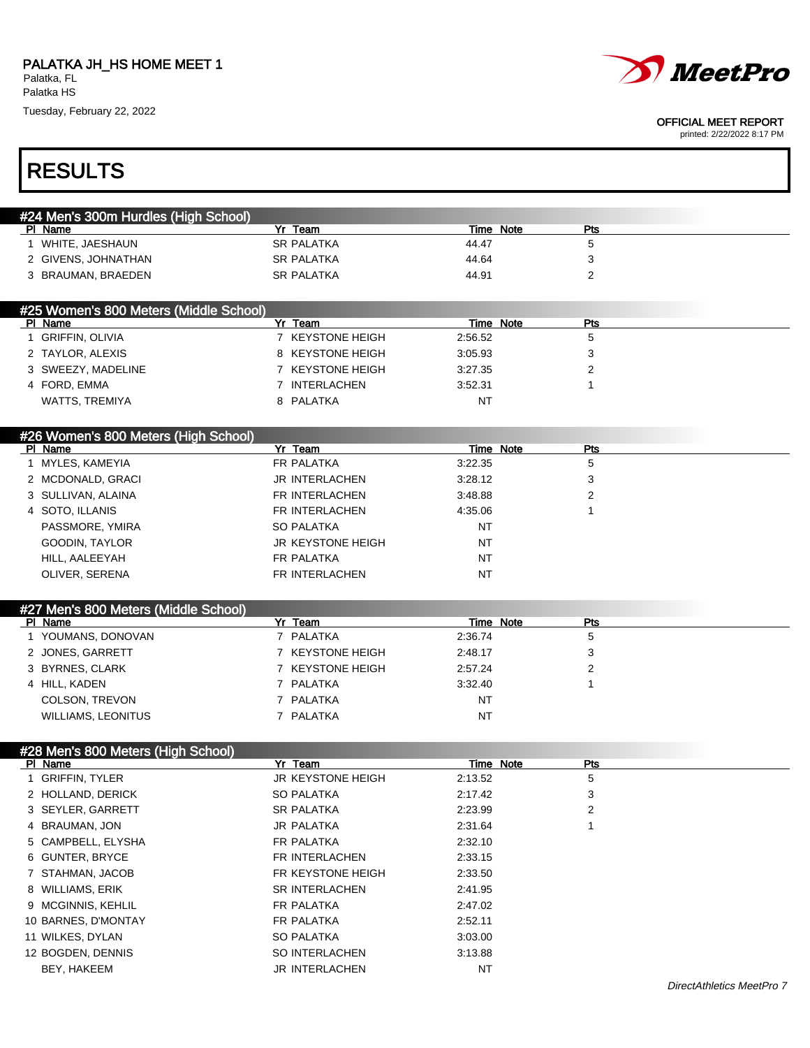PALATKA JH_HS HOME MEET 1
Palatka, FL
Palatka HS
Tuesday, February 22, 2022

OFFICIAL MEET REPORT
printed: 2/22/2022 8:17 PM

# RESULTS

## #24 Men's 300m Hurdles (High School)

| Pl | Name | Yr | Team | Time | Note | Pts |
|---|---|---|---|---|---|---|
| 1 | WHITE, JAESHAUN | SR | PALATKA | 44.47 | | 5 |
| 2 | GIVENS, JOHNATHAN | SR | PALATKA | 44.64 | | 3 |
| 3 | BRAUMAN, BRAEDEN | SR | PALATKA | 44.91 | | 2 |

## #25 Women's 800 Meters (Middle School)

| Pl | Name | Yr | Team | Time | Note | Pts |
|---|---|---|---|---|---|---|
| 1 | GRIFFIN, OLIVIA | 7 | KEYSTONE HEIGH | 2:56.52 | | 5 |
| 2 | TAYLOR, ALEXIS | 8 | KEYSTONE HEIGH | 3:05.93 | | 3 |
| 3 | SWEEZY, MADELINE | 7 | KEYSTONE HEIGH | 3:27.35 | | 2 |
| 4 | FORD, EMMA | 7 | INTERLACHEN | 3:52.31 | | 1 |
| | WATTS, TREMIYA | 8 | PALATKA | NT | | |

## #26 Women's 800 Meters (High School)

| Pl | Name | Yr | Team | Time | Note | Pts |
|---|---|---|---|---|---|---|
| 1 | MYLES, KAMEYIA | FR | PALATKA | 3:22.35 | | 5 |
| 2 | MCDONALD, GRACI | JR | INTERLACHEN | 3:28.12 | | 3 |
| 3 | SULLIVAN, ALAINA | FR | INTERLACHEN | 3:48.88 | | 2 |
| 4 | SOTO, ILLANIS | FR | INTERLACHEN | 4:35.06 | | 1 |
| | PASSMORE, YMIRA | SO | PALATKA | NT | | |
| | GOODIN, TAYLOR | JR | KEYSTONE HEIGH | NT | | |
| | HILL, AALEEYAH | FR | PALATKA | NT | | |
| | OLIVER, SERENA | FR | INTERLACHEN | NT | | |

## #27 Men's 800 Meters (Middle School)

| Pl | Name | Yr | Team | Time | Note | Pts |
|---|---|---|---|---|---|---|
| 1 | YOUMANS, DONOVAN | 7 | PALATKA | 2:36.74 | | 5 |
| 2 | JONES, GARRETT | 7 | KEYSTONE HEIGH | 2:48.17 | | 3 |
| 3 | BYRNES, CLARK | 7 | KEYSTONE HEIGH | 2:57.24 | | 2 |
| 4 | HILL, KADEN | 7 | PALATKA | 3:32.40 | | 1 |
| | COLSON, TREVON | 7 | PALATKA | NT | | |
| | WILLIAMS, LEONITUS | 7 | PALATKA | NT | | |

## #28 Men's 800 Meters (High School)

| Pl | Name | Yr | Team | Time | Note | Pts |
|---|---|---|---|---|---|---|
| 1 | GRIFFIN, TYLER | JR | KEYSTONE HEIGH | 2:13.52 | | 5 |
| 2 | HOLLAND, DERICK | SO | PALATKA | 2:17.42 | | 3 |
| 3 | SEYLER, GARRETT | SR | PALATKA | 2:23.99 | | 2 |
| 4 | BRAUMAN, JON | JR | PALATKA | 2:31.64 | | 1 |
| 5 | CAMPBELL, ELYSHA | FR | PALATKA | 2:32.10 | | |
| 6 | GUNTER, BRYCE | FR | INTERLACHEN | 2:33.15 | | |
| 7 | STAHMAN, JACOB | FR | KEYSTONE HEIGH | 2:33.50 | | |
| 8 | WILLIAMS, ERIK | SR | INTERLACHEN | 2:41.95 | | |
| 9 | MCGINNIS, KEHLIL | FR | PALATKA | 2:47.02 | | |
| 10 | BARNES, D'MONTAY | FR | PALATKA | 2:52.11 | | |
| 11 | WILKES, DYLAN | SO | PALATKA | 3:03.00 | | |
| 12 | BOGDEN, DENNIS | SO | INTERLACHEN | 3:13.88 | | |
| | BEY, HAKEEM | JR | INTERLACHEN | NT | | |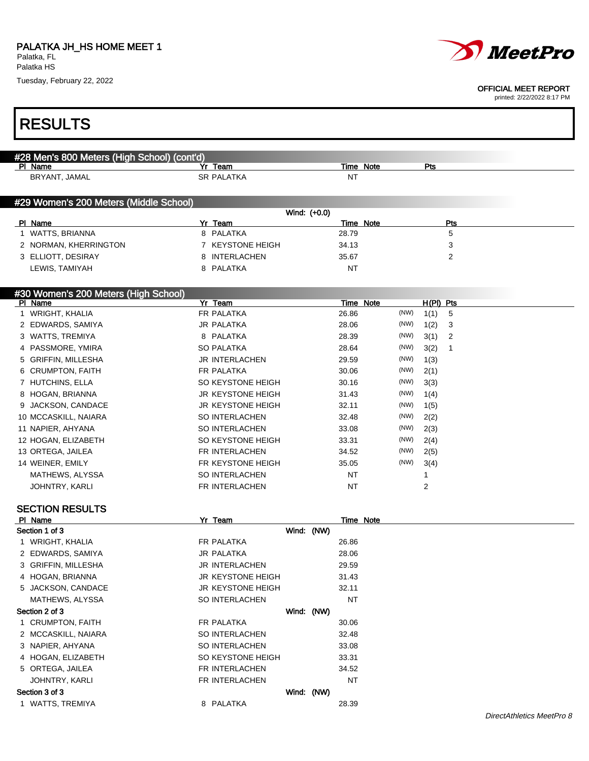# RESULTS

## #28 Men's 800 Meters (High School) (cont'd)

| Pl | Name | Yr | Team | Time | Note | Pts |
|---|---|---|---|---|---|---|
| | BRYANT, JAMAL | SR | PALATKA | NT | | |

## #29 Women's 200 Meters (Middle School)

Wind: (+0.0)

| Pl | Name | Yr | Team | Time | Note | Pts |
|---|---|---|---|---|---|---|
| 1 | WATTS, BRIANNA | 8 | PALATKA | 28.79 | | 5 |
| 2 | NORMAN, KHERRINGTON | 7 | KEYSTONE HEIGH | 34.13 | | 3 |
| 3 | ELLIOTT, DESIRAY | 8 | INTERLACHEN | 35.67 | | 2 |
| | LEWIS, TAMIYAH | 8 | PALATKA | NT | | |

## #30 Women's 200 Meters (High School)

| Pl | Name | Yr | Team | Time | Note | | H(Pl) | Pts |
|---|---|---|---|---|---|---|---|---|
| 1 | WRIGHT, KHALIA | FR | PALATKA | 26.86 | | (NW) | 1(1) | 5 |
| 2 | EDWARDS, SAMIYA | JR | PALATKA | 28.06 | | (NW) | 1(2) | 3 |
| 3 | WATTS, TREMIYA | 8 | PALATKA | 28.39 | | (NW) | 3(1) | 2 |
| 4 | PASSMORE, YMIRA | SO | PALATKA | 28.64 | | (NW) | 3(2) | 1 |
| 5 | GRIFFIN, MILLESHA | JR | INTERLACHEN | 29.59 | | (NW) | 1(3) | |
| 6 | CRUMPTON, FAITH | FR | PALATKA | 30.06 | | (NW) | 2(1) | |
| 7 | HUTCHINS, ELLA | SO | KEYSTONE HEIGH | 30.16 | | (NW) | 3(3) | |
| 8 | HOGAN, BRIANNA | JR | KEYSTONE HEIGH | 31.43 | | (NW) | 1(4) | |
| 9 | JACKSON, CANDACE | JR | KEYSTONE HEIGH | 32.11 | | (NW) | 1(5) | |
| 10 | MCCASKILL, NAIARA | SO | INTERLACHEN | 32.48 | | (NW) | 2(2) | |
| 11 | NAPIER, AHYANA | SO | INTERLACHEN | 33.08 | | (NW) | 2(3) | |
| 12 | HOGAN, ELIZABETH | SO | KEYSTONE HEIGH | 33.31 | | (NW) | 2(4) | |
| 13 | ORTEGA, JAILEA | FR | INTERLACHEN | 34.52 | | (NW) | 2(5) | |
| 14 | WEINER, EMILY | FR | KEYSTONE HEIGH | 35.05 | | (NW) | 3(4) | |
| | MATHEWS, ALYSSA | SO | INTERLACHEN | NT | | | 1 | |
| | JOHNTRY, KARLI | FR | INTERLACHEN | NT | | | 2 | |

### SECTION RESULTS

| Pl | Name | Yr | Team | Time | Note |
|---|---|---|---|---|---|
| **Section 1 of 3** | | | Wind: (NW) | | |
| 1 | WRIGHT, KHALIA | FR | PALATKA | 26.86 | |
| 2 | EDWARDS, SAMIYA | JR | PALATKA | 28.06 | |
| 3 | GRIFFIN, MILLESHA | JR | INTERLACHEN | 29.59 | |
| 4 | HOGAN, BRIANNA | JR | KEYSTONE HEIGH | 31.43 | |
| 5 | JACKSON, CANDACE | JR | KEYSTONE HEIGH | 32.11 | |
| | MATHEWS, ALYSSA | SO | INTERLACHEN | NT | |
| **Section 2 of 3** | | | Wind: (NW) | | |
| 1 | CRUMPTON, FAITH | FR | PALATKA | 30.06 | |
| 2 | MCCASKILL, NAIARA | SO | INTERLACHEN | 32.48 | |
| 3 | NAPIER, AHYANA | SO | INTERLACHEN | 33.08 | |
| 4 | HOGAN, ELIZABETH | SO | KEYSTONE HEIGH | 33.31 | |
| 5 | ORTEGA, JAILEA | FR | INTERLACHEN | 34.52 | |
| | JOHNTRY, KARLI | FR | INTERLACHEN | NT | |
| **Section 3 of 3** | | | Wind: (NW) | | |
| 1 | WATTS, TREMIYA | 8 | PALATKA | 28.39 | |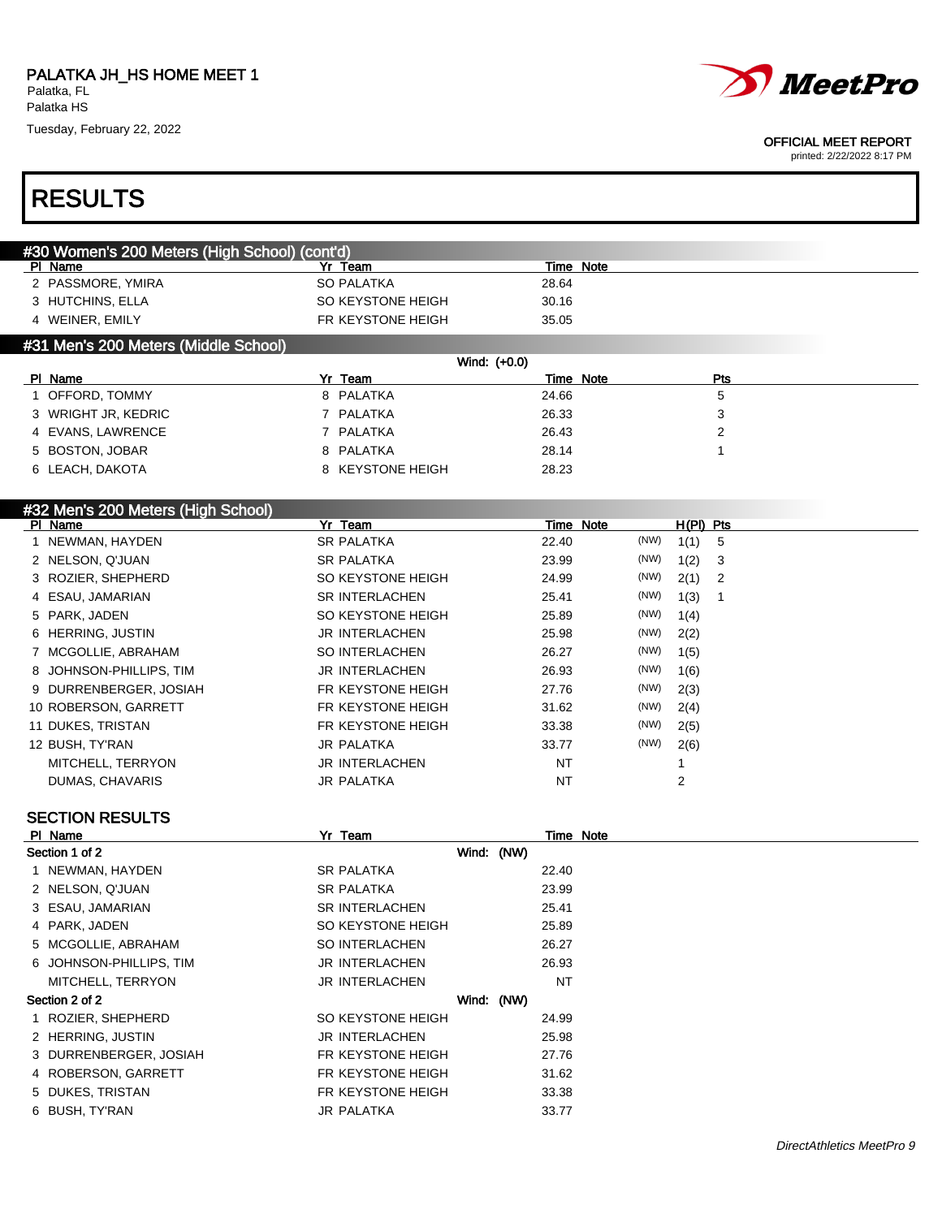PALATKA JH_HS HOME MEET 1
Palatka, FL
Palatka HS
Tuesday, February 22, 2022

OFFICIAL MEET REPORT
printed: 2/22/2022 8:17 PM

# RESULTS

## #30 Women's 200 Meters (High School) (cont'd)

| Pl | Name | Yr | Team | Time | Note |
|---|---|---|---|---|---|
| 2 | PASSMORE, YMIRA | SO | PALATKA | 28.64 | |
| 3 | HUTCHINS, ELLA | SO | KEYSTONE HEIGH | 30.16 | |
| 4 | WEINER, EMILY | FR | KEYSTONE HEIGH | 35.05 | |

## #31 Men's 200 Meters (Middle School)

Wind: (+0.0)

| Pl | Name | Yr | Team | Time | Note | Pts |
|---|---|---|---|---|---|---|
| 1 | OFFORD, TOMMY | 8 | PALATKA | 24.66 | | 5 |
| 3 | WRIGHT JR, KEDRIC | 7 | PALATKA | 26.33 | | 3 |
| 4 | EVANS, LAWRENCE | 7 | PALATKA | 26.43 | | 2 |
| 5 | BOSTON, JOBAR | 8 | PALATKA | 28.14 | | 1 |
| 6 | LEACH, DAKOTA | 8 | KEYSTONE HEIGH | 28.23 | | |

## #32 Men's 200 Meters (High School)

| Pl | Name | Yr | Team | Time | Note | | H(Pl) | Pts |
|---|---|---|---|---|---|---|---|---|
| 1 | NEWMAN, HAYDEN | SR | PALATKA | 22.40 | | (NW) | 1(1) | 5 |
| 2 | NELSON, Q'JUAN | SR | PALATKA | 23.99 | | (NW) | 1(2) | 3 |
| 3 | ROZIER, SHEPHERD | SO | KEYSTONE HEIGH | 24.99 | | (NW) | 2(1) | 2 |
| 4 | ESAU, JAMARIAN | SR | INTERLACHEN | 25.41 | | (NW) | 1(3) | 1 |
| 5 | PARK, JADEN | SO | KEYSTONE HEIGH | 25.89 | | (NW) | 1(4) | |
| 6 | HERRING, JUSTIN | JR | INTERLACHEN | 25.98 | | (NW) | 2(2) | |
| 7 | MCGOLLIE, ABRAHAM | SO | INTERLACHEN | 26.27 | | (NW) | 1(5) | |
| 8 | JOHNSON-PHILLIPS, TIM | JR | INTERLACHEN | 26.93 | | (NW) | 1(6) | |
| 9 | DURRENBERGER, JOSIAH | FR | KEYSTONE HEIGH | 27.76 | | (NW) | 2(3) | |
| 10 | ROBERSON, GARRETT | FR | KEYSTONE HEIGH | 31.62 | | (NW) | 2(4) | |
| 11 | DUKES, TRISTAN | FR | KEYSTONE HEIGH | 33.38 | | (NW) | 2(5) | |
| 12 | BUSH, TY'RAN | JR | PALATKA | 33.77 | | (NW) | 2(6) | |
| | MITCHELL, TERRYON | JR | INTERLACHEN | NT | | | 1 | |
| | DUMAS, CHAVARIS | JR | PALATKA | NT | | | 2 | |

### SECTION RESULTS

| Pl | Name | Yr | Team | Time | Note |
|---|---|---|---|---|---|
| **Section 1 of 2** | | | Wind: (NW) | | |
| 1 | NEWMAN, HAYDEN | SR | PALATKA | 22.40 | |
| 2 | NELSON, Q'JUAN | SR | PALATKA | 23.99 | |
| 3 | ESAU, JAMARIAN | SR | INTERLACHEN | 25.41 | |
| 4 | PARK, JADEN | SO | KEYSTONE HEIGH | 25.89 | |
| 5 | MCGOLLIE, ABRAHAM | SO | INTERLACHEN | 26.27 | |
| 6 | JOHNSON-PHILLIPS, TIM | JR | INTERLACHEN | 26.93 | |
| | MITCHELL, TERRYON | JR | INTERLACHEN | NT | |
| **Section 2 of 2** | | | Wind: (NW) | | |
| 1 | ROZIER, SHEPHERD | SO | KEYSTONE HEIGH | 24.99 | |
| 2 | HERRING, JUSTIN | JR | INTERLACHEN | 25.98 | |
| 3 | DURRENBERGER, JOSIAH | FR | KEYSTONE HEIGH | 27.76 | |
| 4 | ROBERSON, GARRETT | FR | KEYSTONE HEIGH | 31.62 | |
| 5 | DUKES, TRISTAN | FR | KEYSTONE HEIGH | 33.38 | |
| 6 | BUSH, TY'RAN | JR | PALATKA | 33.77 | |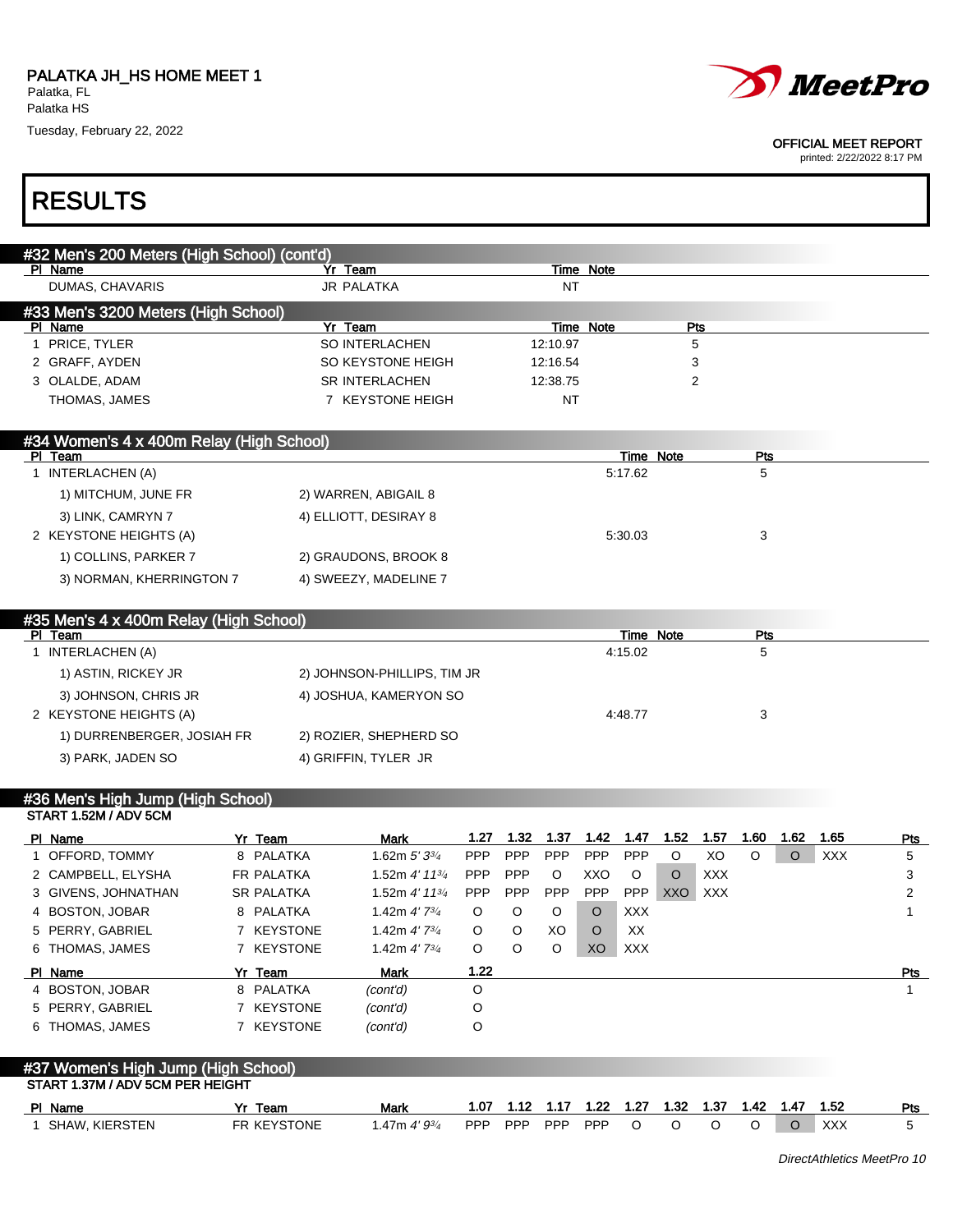PALATKA JH_HS HOME MEET 1
Palatka, FL
Palatka HS
Tuesday, February 22, 2022

OFFICIAL MEET REPORT
printed: 2/22/2022 8:17 PM

# RESULTS

## #32 Men's 200 Meters (High School) (cont'd)

| Pl | Name | Yr | Team | Time | Note |
|---|---|---|---|---|---|
| | DUMAS, CHAVARIS | JR | PALATKA | NT | |

## #33 Men's 3200 Meters (High School)

| Pl | Name | Yr | Team | Time | Note | Pts |
|---|---|---|---|---|---|---|
| 1 | PRICE, TYLER | SO | INTERLACHEN | 12:10.97 | | 5 |
| 2 | GRAFF, AYDEN | SO | KEYSTONE HEIGH | 12:16.54 | | 3 |
| 3 | OLALDE, ADAM | SR | INTERLACHEN | 12:38.75 | | 2 |
| | THOMAS, JAMES | 7 | KEYSTONE HEIGH | NT | | |

## #34 Women's 4 x 400m Relay (High School)

| Pl | Team | Time | Note | Pts |
|---|---|---|---|---|
| 1 | INTERLACHEN (A) | 5:17.62 | | 5 |
| | 1) MITCHUM, JUNE FR; 2) WARREN, ABIGAIL 8; 3) LINK, CAMRYN 7; 4) ELLIOTT, DESIRAY 8 | | | |
| 2 | KEYSTONE HEIGHTS (A) | 5:30.03 | | 3 |
| | 1) COLLINS, PARKER 7; 2) GRAUDONS, BROOK 8; 3) NORMAN, KHERRINGTON 7; 4) SWEEZY, MADELINE 7 | | | |

## #35 Men's 4 x 400m Relay (High School)

| Pl | Team | Time | Note | Pts |
|---|---|---|---|---|
| 1 | INTERLACHEN (A) | 4:15.02 | | 5 |
| | 1) ASTIN, RICKEY JR; 2) JOHNSON-PHILLIPS, TIM JR; 3) JOHNSON, CHRIS JR; 4) JOSHUA, KAMERYON SO | | | |
| 2 | KEYSTONE HEIGHTS (A) | 4:48.77 | | 3 |
| | 1) DURRENBERGER, JOSIAH FR; 2) ROZIER, SHEPHERD SO; 3) PARK, JADEN SO; 4) GRIFFIN, TYLER JR | | | |

## #36 Men's High Jump (High School)

START 1.52M / ADV 5CM

| Pl | Name | Yr | Team | Mark | 1.27 | 1.32 | 1.37 | 1.42 | 1.47 | 1.52 | 1.57 | 1.60 | 1.62 | 1.65 | Pts |
|---|---|---|---|---|---|---|---|---|---|---|---|---|---|---|---|
| 1 | OFFORD, TOMMY | 8 | PALATKA | 1.62m *5' 3¾* | PPP | PPP | PPP | PPP | PPP | O | XO | O | O | XXX | 5 |
| 2 | CAMPBELL, ELYSHA | FR | PALATKA | 1.52m *4' 11¾* | PPP | PPP | O | XXO | O | O | XXX | | | | 3 |
| 3 | GIVENS, JOHNATHAN | SR | PALATKA | 1.52m *4' 11¾* | PPP | PPP | PPP | PPP | PPP | XXO | XXX | | | | 2 |
| 4 | BOSTON, JOBAR | 8 | PALATKA | 1.42m *4' 7¾* | O | O | O | O | XXX | | | | | | 1 |
| 5 | PERRY, GABRIEL | 7 | KEYSTONE | 1.42m *4' 7¾* | O | O | XO | O | XX | | | | | | |
| 6 | THOMAS, JAMES | 7 | KEYSTONE | 1.42m *4' 7¾* | O | O | O | XO | XXX | | | | | | |

| Pl | Name | Yr | Team | Mark | 1.22 | Pts |
|---|---|---|---|---|---|---|
| 4 | BOSTON, JOBAR | 8 | PALATKA | *(cont'd)* | O | 1 |
| 5 | PERRY, GABRIEL | 7 | KEYSTONE | *(cont'd)* | O | |
| 6 | THOMAS, JAMES | 7 | KEYSTONE | *(cont'd)* | O | |

## #37 Women's High Jump (High School)

START 1.37M / ADV 5CM PER HEIGHT

| Pl | Name | Yr | Team | Mark | 1.07 | 1.12 | 1.17 | 1.22 | 1.27 | 1.32 | 1.37 | 1.42 | 1.47 | 1.52 | Pts |
|---|---|---|---|---|---|---|---|---|---|---|---|---|---|---|---|
| 1 | SHAW, KIERSTEN | FR | KEYSTONE | 1.47m *4' 9¾* | PPP | PPP | PPP | PPP | O | O | O | O | O | XXX | 5 |

*DirectAthletics MeetPro 10*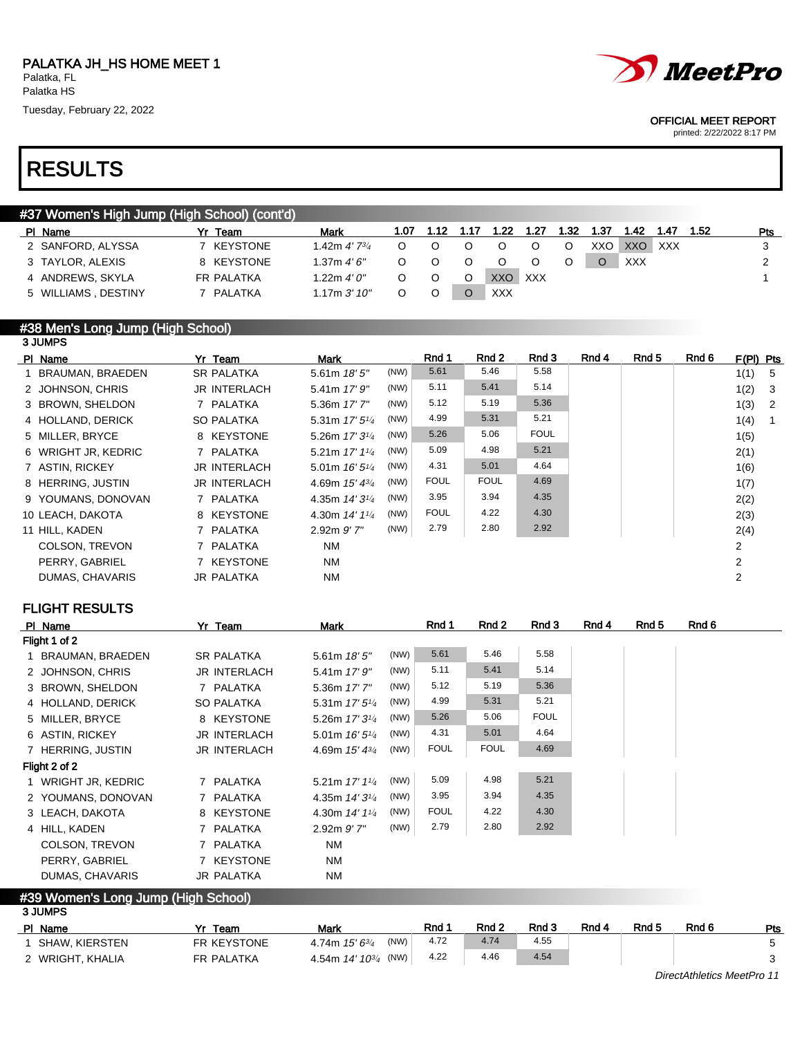PALATKA JH_HS HOME MEET 1
Palatka, FL
Palatka HS
Tuesday, February 22, 2022

OFFICIAL MEET REPORT
printed: 2/22/2022 8:17 PM

# RESULTS

## #37 Women's High Jump (High School) (cont'd)

| Pl | Name | Yr | Team | Mark | 1.07 | 1.12 | 1.17 | 1.22 | 1.27 | 1.32 | 1.37 | 1.42 | 1.47 | 1.52 | Pts |
|---|---|---|---|---|---|---|---|---|---|---|---|---|---|---|---|
| 2 | SANFORD, ALYSSA | 7 | KEYSTONE | 1.42m *4' 7¾* | O | O | O | O | O | O | XXO | XXO | XXX | | 3 |
| 3 | TAYLOR, ALEXIS | 8 | KEYSTONE | 1.37m *4' 6"* | O | O | O | O | O | O | O | XXX | | | 2 |
| 4 | ANDREWS, SKYLA | FR | PALATKA | 1.22m *4' 0"* | O | O | O | XXO | XXX | | | | | | 1 |
| 5 | WILLIAMS , DESTINY | 7 | PALATKA | 1.17m *3' 10"* | O | O | O | XXX | | | | | | | |

## #38 Men's Long Jump (High School)

3 JUMPS

| Pl | Name | Yr | Team | Mark | | Rnd 1 | Rnd 2 | Rnd 3 | Rnd 4 | Rnd 5 | Rnd 6 | F(Pl) | Pts |
|---|---|---|---|---|---|---|---|---|---|---|---|---|---|
| 1 | BRAUMAN, BRAEDEN | SR | PALATKA | 5.61m *18' 5"* | (NW) | 5.61 | 5.46 | 5.58 | | | | 1(1) | 5 |
| 2 | JOHNSON, CHRIS | JR | INTERLACH | 5.41m *17' 9"* | (NW) | 5.11 | 5.41 | 5.14 | | | | 1(2) | 3 |
| 3 | BROWN, SHELDON | 7 | PALATKA | 5.36m *17' 7"* | (NW) | 5.12 | 5.19 | 5.36 | | | | 1(3) | 2 |
| 4 | HOLLAND, DERICK | SO | PALATKA | 5.31m *17' 5¼* | (NW) | 4.99 | 5.31 | 5.21 | | | | 1(4) | 1 |
| 5 | MILLER, BRYCE | 8 | KEYSTONE | 5.26m *17' 3¼* | (NW) | 5.26 | 5.06 | FOUL | | | | 1(5) | |
| 6 | WRIGHT JR, KEDRIC | 7 | PALATKA | 5.21m *17' 1¼* | (NW) | 5.09 | 4.98 | 5.21 | | | | 2(1) | |
| 7 | ASTIN, RICKEY | JR | INTERLACH | 5.01m *16' 5¼* | (NW) | 4.31 | 5.01 | 4.64 | | | | 1(6) | |
| 8 | HERRING, JUSTIN | JR | INTERLACH | 4.69m *15' 4¾* | (NW) | FOUL | FOUL | 4.69 | | | | 1(7) | |
| 9 | YOUMANS, DONOVAN | 7 | PALATKA | 4.35m *14' 3¼* | (NW) | 3.95 | 3.94 | 4.35 | | | | 2(2) | |
| 10 | LEACH, DAKOTA | 8 | KEYSTONE | 4.30m *14' 1¼* | (NW) | FOUL | 4.22 | 4.30 | | | | 2(3) | |
| 11 | HILL, KADEN | 7 | PALATKA | 2.92m *9' 7"* | (NW) | 2.79 | 2.80 | 2.92 | | | | 2(4) | |
| | COLSON, TREVON | 7 | PALATKA | NM | | | | | | | | 2 | |
| | PERRY, GABRIEL | 7 | KEYSTONE | NM | | | | | | | | 2 | |
| | DUMAS, CHAVARIS | JR | PALATKA | NM | | | | | | | | 2 | |

### FLIGHT RESULTS

| Pl | Name | Yr | Team | Mark | | Rnd 1 | Rnd 2 | Rnd 3 | Rnd 4 | Rnd 5 | Rnd 6 |
|---|---|---|---|---|---|---|---|---|---|---|---|
| **Flight 1 of 2** | | | | | | | | | | | |
| 1 | BRAUMAN, BRAEDEN | SR | PALATKA | 5.61m *18' 5"* | (NW) | 5.61 | 5.46 | 5.58 | | | |
| 2 | JOHNSON, CHRIS | JR | INTERLACH | 5.41m *17' 9"* | (NW) | 5.11 | 5.41 | 5.14 | | | |
| 3 | BROWN, SHELDON | 7 | PALATKA | 5.36m *17' 7"* | (NW) | 5.12 | 5.19 | 5.36 | | | |
| 4 | HOLLAND, DERICK | SO | PALATKA | 5.31m *17' 5¼* | (NW) | 4.99 | 5.31 | 5.21 | | | |
| 5 | MILLER, BRYCE | 8 | KEYSTONE | 5.26m *17' 3¼* | (NW) | 5.26 | 5.06 | FOUL | | | |
| 6 | ASTIN, RICKEY | JR | INTERLACH | 5.01m *16' 5¼* | (NW) | 4.31 | 5.01 | 4.64 | | | |
| 7 | HERRING, JUSTIN | JR | INTERLACH | 4.69m *15' 4¾* | (NW) | FOUL | FOUL | 4.69 | | | |
| **Flight 2 of 2** | | | | | | | | | | | |
| 1 | WRIGHT JR, KEDRIC | 7 | PALATKA | 5.21m *17' 1¼* | (NW) | 5.09 | 4.98 | 5.21 | | | |
| 2 | YOUMANS, DONOVAN | 7 | PALATKA | 4.35m *14' 3¼* | (NW) | 3.95 | 3.94 | 4.35 | | | |
| 3 | LEACH, DAKOTA | 8 | KEYSTONE | 4.30m *14' 1¼* | (NW) | FOUL | 4.22 | 4.30 | | | |
| 4 | HILL, KADEN | 7 | PALATKA | 2.92m *9' 7"* | (NW) | 2.79 | 2.80 | 2.92 | | | |
| | COLSON, TREVON | 7 | PALATKA | NM | | | | | | | |
| | PERRY, GABRIEL | 7 | KEYSTONE | NM | | | | | | | |
| | DUMAS, CHAVARIS | JR | PALATKA | NM | | | | | | | |

## #39 Women's Long Jump (High School)

3 JUMPS

| Pl | Name | Yr | Team | Mark | | Rnd 1 | Rnd 2 | Rnd 3 | Rnd 4 | Rnd 5 | Rnd 6 | Pts |
|---|---|---|---|---|---|---|---|---|---|---|---|---|
| 1 | SHAW, KIERSTEN | FR | KEYSTONE | 4.74m *15' 6¾* | (NW) | 4.72 | 4.74 | 4.55 | | | | 5 |
| 2 | WRIGHT, KHALIA | FR | PALATKA | 4.54m *14' 10¾* | (NW) | 4.22 | 4.46 | 4.54 | | | | 3 |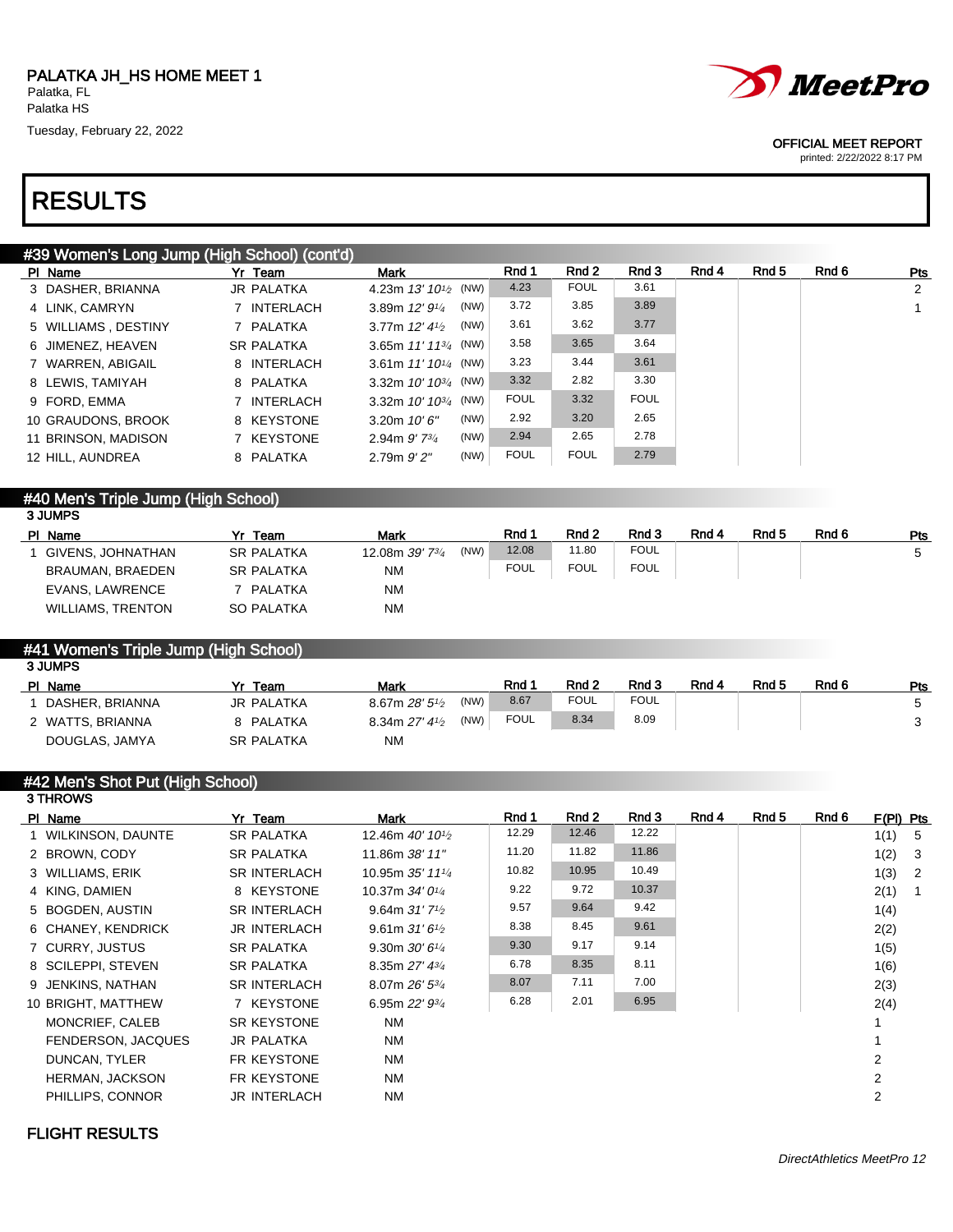PALATKA JH_HS HOME MEET 1
Palatka, FL
Palatka HS
Tuesday, February 22, 2022

OFFICIAL MEET REPORT
printed: 2/22/2022 8:17 PM

# RESULTS

## #39 Women's Long Jump (High School) (cont'd)

| Pl | Name | Yr | Team | Mark | | Rnd 1 | Rnd 2 | Rnd 3 | Rnd 4 | Rnd 5 | Rnd 6 | Pts |
|---|---|---|---|---|---|---|---|---|---|---|---|---|
| 3 | DASHER, BRIANNA | JR | PALATKA | 4.23m 13' 10½ | (NW) | 4.23 | FOUL | 3.61 | | | | 2 |
| 4 | LINK, CAMRYN | 7 | INTERLACH | 3.89m 12' 9¼ | (NW) | 3.72 | 3.85 | 3.89 | | | | 1 |
| 5 | WILLIAMS , DESTINY | 7 | PALATKA | 3.77m 12' 4½ | (NW) | 3.61 | 3.62 | 3.77 | | | | |
| 6 | JIMENEZ, HEAVEN | SR | PALATKA | 3.65m 11' 11¾ | (NW) | 3.58 | 3.65 | 3.64 | | | | |
| 7 | WARREN, ABIGAIL | 8 | INTERLACH | 3.61m 11' 10¼ | (NW) | 3.23 | 3.44 | 3.61 | | | | |
| 8 | LEWIS, TAMIYAH | 8 | PALATKA | 3.32m 10' 10¾ | (NW) | 3.32 | 2.82 | 3.30 | | | | |
| 9 | FORD, EMMA | 7 | INTERLACH | 3.32m 10' 10¾ | (NW) | FOUL | 3.32 | FOUL | | | | |
| 10 | GRAUDONS, BROOK | 8 | KEYSTONE | 3.20m 10' 6" | (NW) | 2.92 | 3.20 | 2.65 | | | | |
| 11 | BRINSON, MADISON | 7 | KEYSTONE | 2.94m 9' 7¾ | (NW) | 2.94 | 2.65 | 2.78 | | | | |
| 12 | HILL, AUNDREA | 8 | PALATKA | 2.79m 9' 2" | (NW) | FOUL | FOUL | 2.79 | | | | |

## #40 Men's Triple Jump (High School)

3 JUMPS

| Pl | Name | Yr | Team | Mark | | Rnd 1 | Rnd 2 | Rnd 3 | Rnd 4 | Rnd 5 | Rnd 6 | Pts |
|---|---|---|---|---|---|---|---|---|---|---|---|---|
| 1 | GIVENS, JOHNATHAN | SR | PALATKA | 12.08m 39' 7¾ | (NW) | 12.08 | 11.80 | FOUL | | | | 5 |
| | BRAUMAN, BRAEDEN | SR | PALATKA | NM | | FOUL | FOUL | FOUL | | | | |
| | EVANS, LAWRENCE | 7 | PALATKA | NM | | | | | | | | |
| | WILLIAMS, TRENTON | SO | PALATKA | NM | | | | | | | | |

## #41 Women's Triple Jump (High School)

3 JUMPS

| Pl | Name | Yr | Team | Mark | | Rnd 1 | Rnd 2 | Rnd 3 | Rnd 4 | Rnd 5 | Rnd 6 | Pts |
|---|---|---|---|---|---|---|---|---|---|---|---|---|
| 1 | DASHER, BRIANNA | JR | PALATKA | 8.67m 28' 5½ | (NW) | 8.67 | FOUL | FOUL | | | | 5 |
| 2 | WATTS, BRIANNA | 8 | PALATKA | 8.34m 27' 4½ | (NW) | FOUL | 8.34 | 8.09 | | | | 3 |
| | DOUGLAS, JAMYA | SR | PALATKA | NM | | | | | | | | |

## #42 Men's Shot Put (High School)

3 THROWS

| Pl | Name | Yr | Team | Mark | Rnd 1 | Rnd 2 | Rnd 3 | Rnd 4 | Rnd 5 | Rnd 6 | F(Pl) | Pts |
|---|---|---|---|---|---|---|---|---|---|---|---|---|
| 1 | WILKINSON, DAUNTE | SR | PALATKA | 12.46m 40' 10½ | 12.29 | 12.46 | 12.22 | | | | 1(1) | 5 |
| 2 | BROWN, CODY | SR | PALATKA | 11.86m 38' 11" | 11.20 | 11.82 | 11.86 | | | | 1(2) | 3 |
| 3 | WILLIAMS, ERIK | SR | INTERLACH | 10.95m 35' 11¼ | 10.82 | 10.95 | 10.49 | | | | 1(3) | 2 |
| 4 | KING, DAMIEN | 8 | KEYSTONE | 10.37m 34' 0¼ | 9.22 | 9.72 | 10.37 | | | | 2(1) | 1 |
| 5 | BOGDEN, AUSTIN | SR | INTERLACH | 9.64m 31' 7½ | 9.57 | 9.64 | 9.42 | | | | 1(4) | |
| 6 | CHANEY, KENDRICK | JR | INTERLACH | 9.61m 31' 6½ | 8.38 | 8.45 | 9.61 | | | | 2(2) | |
| 7 | CURRY, JUSTUS | SR | PALATKA | 9.30m 30' 6¼ | 9.30 | 9.17 | 9.14 | | | | 1(5) | |
| 8 | SCILEPPI, STEVEN | SR | PALATKA | 8.35m 27' 4¾ | 6.78 | 8.35 | 8.11 | | | | 1(6) | |
| 9 | JENKINS, NATHAN | SR | INTERLACH | 8.07m 26' 5¾ | 8.07 | 7.11 | 7.00 | | | | 2(3) | |
| 10 | BRIGHT, MATTHEW | 7 | KEYSTONE | 6.95m 22' 9¾ | 6.28 | 2.01 | 6.95 | | | | 2(4) | |
| | MONCRIEF, CALEB | SR | KEYSTONE | NM | | | | | | | 1 | |
| | FENDERSON, JACQUES | JR | PALATKA | NM | | | | | | | 1 | |
| | DUNCAN, TYLER | FR | KEYSTONE | NM | | | | | | | 2 | |
| | HERMAN, JACKSON | FR | KEYSTONE | NM | | | | | | | 2 | |
| | PHILLIPS, CONNOR | JR | INTERLACH | NM | | | | | | | 2 | |

FLIGHT RESULTS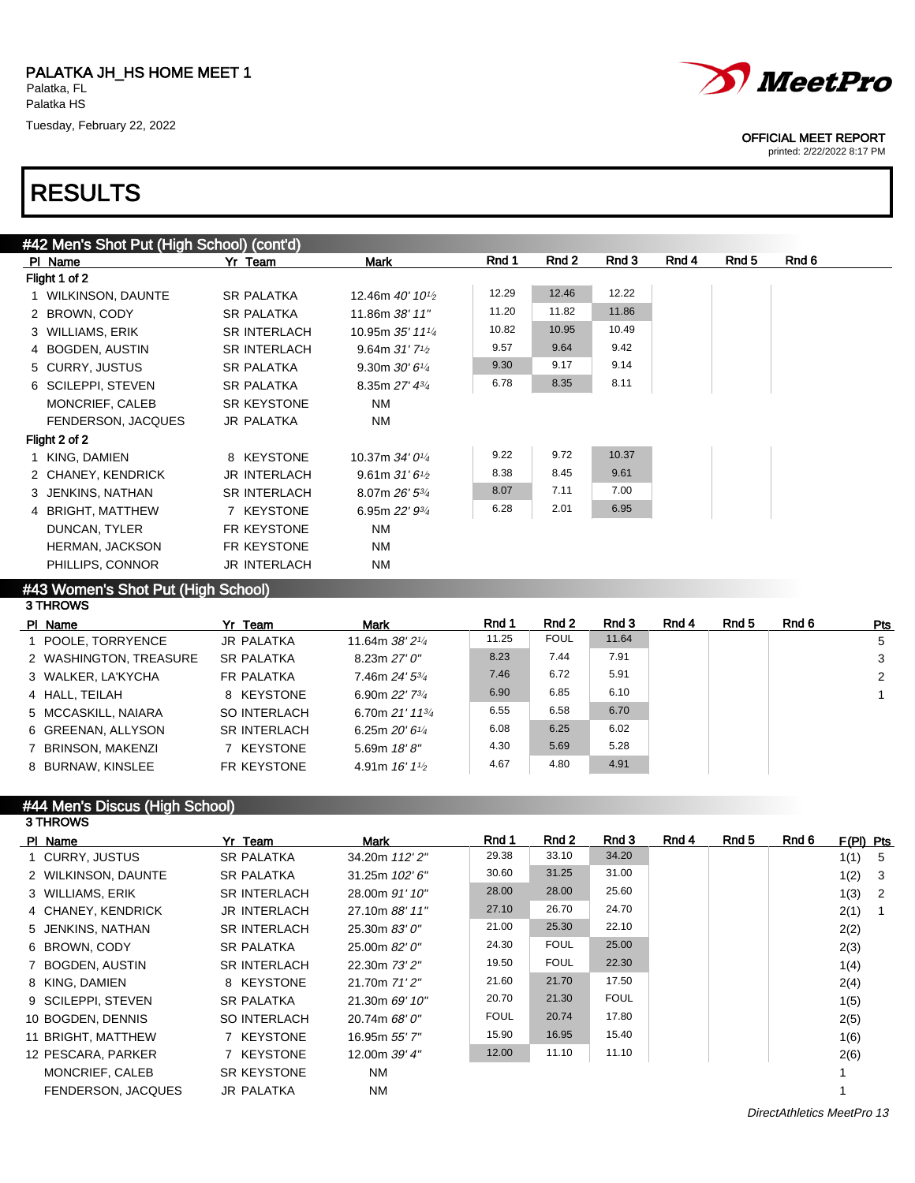PALATKA JH_HS HOME MEET 1
Palatka, FL
Palatka HS

Tuesday, February 22, 2022

OFFICIAL MEET REPORT
printed: 2/22/2022 8:17 PM

# RESULTS

## #42 Men's Shot Put (High School) (cont'd)

| Pl | Name | Yr | Team | Mark | Rnd 1 | Rnd 2 | Rnd 3 | Rnd 4 | Rnd 5 | Rnd 6 |
|---|---|---|---|---|---|---|---|---|---|---|
| **Flight 1 of 2** | | | | | | | | | | |
| 1 | WILKINSON, DAUNTE | SR | PALATKA | 12.46m *40' 10½* | 12.29 | 12.46 | 12.22 | | | |
| 2 | BROWN, CODY | SR | PALATKA | 11.86m *38' 11"* | 11.20 | 11.82 | 11.86 | | | |
| 3 | WILLIAMS, ERIK | SR | INTERLACH | 10.95m *35' 11¼* | 10.82 | 10.95 | 10.49 | | | |
| 4 | BOGDEN, AUSTIN | SR | INTERLACH | 9.64m *31' 7½* | 9.57 | 9.64 | 9.42 | | | |
| 5 | CURRY, JUSTUS | SR | PALATKA | 9.30m *30' 6¼* | 9.30 | 9.17 | 9.14 | | | |
| 6 | SCILEPPI, STEVEN | SR | PALATKA | 8.35m *27' 4¾* | 6.78 | 8.35 | 8.11 | | | |
| | MONCRIEF, CALEB | SR | KEYSTONE | NM | | | | | | |
| | FENDERSON, JACQUES | JR | PALATKA | NM | | | | | | |
| **Flight 2 of 2** | | | | | | | | | | |
| 1 | KING, DAMIEN | 8 | KEYSTONE | 10.37m *34' 0¼* | 9.22 | 9.72 | 10.37 | | | |
| 2 | CHANEY, KENDRICK | JR | INTERLACH | 9.61m *31' 6½* | 8.38 | 8.45 | 9.61 | | | |
| 3 | JENKINS, NATHAN | SR | INTERLACH | 8.07m *26' 5¾* | 8.07 | 7.11 | 7.00 | | | |
| 4 | BRIGHT, MATTHEW | 7 | KEYSTONE | 6.95m *22' 9¾* | 6.28 | 2.01 | 6.95 | | | |
| | DUNCAN, TYLER | FR | KEYSTONE | NM | | | | | | |
| | HERMAN, JACKSON | FR | KEYSTONE | NM | | | | | | |
| | PHILLIPS, CONNOR | JR | INTERLACH | NM | | | | | | |

## #43 Women's Shot Put (High School)

3 THROWS

| Pl | Name | Yr | Team | Mark | Rnd 1 | Rnd 2 | Rnd 3 | Rnd 4 | Rnd 5 | Rnd 6 | Pts |
|---|---|---|---|---|---|---|---|---|---|---|---|
| 1 | POOLE, TORRYENCE | JR | PALATKA | 11.64m *38' 2¼* | 11.25 | FOUL | 11.64 | | | | 5 |
| 2 | WASHINGTON, TREASURE | SR | PALATKA | 8.23m *27' 0"* | 8.23 | 7.44 | 7.91 | | | | 3 |
| 3 | WALKER, LA'KYCHA | FR | PALATKA | 7.46m *24' 5¾* | 7.46 | 6.72 | 5.91 | | | | 2 |
| 4 | HALL, TEILAH | 8 | KEYSTONE | 6.90m *22' 7¾* | 6.90 | 6.85 | 6.10 | | | | 1 |
| 5 | MCCASKILL, NAIARA | SO | INTERLACH | 6.70m *21' 11¾* | 6.55 | 6.58 | 6.70 | | | | |
| 6 | GREENAN, ALLYSON | SR | INTERLACH | 6.25m *20' 6¼* | 6.08 | 6.25 | 6.02 | | | | |
| 7 | BRINSON, MAKENZI | 7 | KEYSTONE | 5.69m *18' 8"* | 4.30 | 5.69 | 5.28 | | | | |
| 8 | BURNAW, KINSLEE | FR | KEYSTONE | 4.91m *16' 1½* | 4.67 | 4.80 | 4.91 | | | | |

## #44 Men's Discus (High School)

3 THROWS

| Pl | Name | Yr | Team | Mark | Rnd 1 | Rnd 2 | Rnd 3 | Rnd 4 | Rnd 5 | Rnd 6 | F(Pl) | Pts |
|---|---|---|---|---|---|---|---|---|---|---|---|---|
| 1 | CURRY, JUSTUS | SR | PALATKA | 34.20m *112' 2"* | 29.38 | 33.10 | 34.20 | | | | 1(1) | 5 |
| 2 | WILKINSON, DAUNTE | SR | PALATKA | 31.25m *102' 6"* | 30.60 | 31.25 | 31.00 | | | | 1(2) | 3 |
| 3 | WILLIAMS, ERIK | SR | INTERLACH | 28.00m *91' 10"* | 28.00 | 28.00 | 25.60 | | | | 1(3) | 2 |
| 4 | CHANEY, KENDRICK | JR | INTERLACH | 27.10m *88' 11"* | 27.10 | 26.70 | 24.70 | | | | 2(1) | 1 |
| 5 | JENKINS, NATHAN | SR | INTERLACH | 25.30m *83' 0"* | 21.00 | 25.30 | 22.10 | | | | 2(2) | |
| 6 | BROWN, CODY | SR | PALATKA | 25.00m *82' 0"* | 24.30 | FOUL | 25.00 | | | | 2(3) | |
| 7 | BOGDEN, AUSTIN | SR | INTERLACH | 22.30m *73' 2"* | 19.50 | FOUL | 22.30 | | | | 1(4) | |
| 8 | KING, DAMIEN | 8 | KEYSTONE | 21.70m *71' 2"* | 21.60 | 21.70 | 17.50 | | | | 2(4) | |
| 9 | SCILEPPI, STEVEN | SR | PALATKA | 21.30m *69' 10"* | 20.70 | 21.30 | FOUL | | | | 1(5) | |
| 10 | BOGDEN, DENNIS | SO | INTERLACH | 20.74m *68' 0"* | FOUL | 20.74 | 17.80 | | | | 2(5) | |
| 11 | BRIGHT, MATTHEW | 7 | KEYSTONE | 16.95m *55' 7"* | 15.90 | 16.95 | 15.40 | | | | 1(6) | |
| 12 | PESCARA, PARKER | 7 | KEYSTONE | 12.00m *39' 4"* | 12.00 | 11.10 | 11.10 | | | | 2(6) | |
| | MONCRIEF, CALEB | SR | KEYSTONE | NM | | | | | | | 1 | |
| | FENDERSON, JACQUES | JR | PALATKA | NM | | | | | | | 1 | |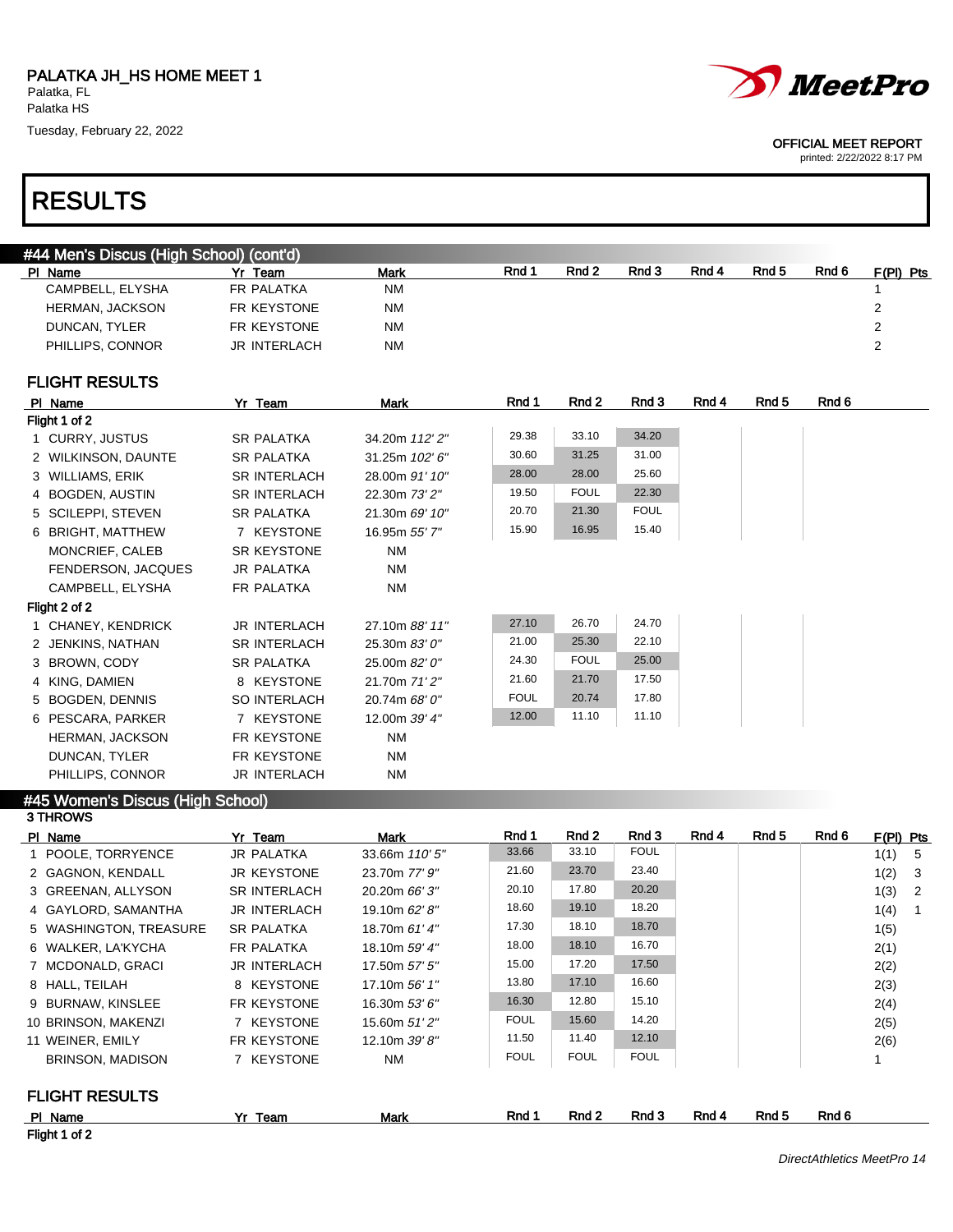PALATKA JH_HS HOME MEET 1
Palatka, FL
Palatka HS
Tuesday, February 22, 2022

OFFICIAL MEET REPORT
printed: 2/22/2022 8:17 PM

# RESULTS

## #44 Men's Discus (High School) (cont'd)

| Pl | Name | Yr | Team | Mark | Rnd 1 | Rnd 2 | Rnd 3 | Rnd 4 | Rnd 5 | Rnd 6 | F(Pl) | Pts |
|---|---|---|---|---|---|---|---|---|---|---|---|---|
| | CAMPBELL, ELYSHA | FR | PALATKA | NM | | | | | | | 1 | |
| | HERMAN, JACKSON | FR | KEYSTONE | NM | | | | | | | 2 | |
| | DUNCAN, TYLER | FR | KEYSTONE | NM | | | | | | | 2 | |
| | PHILLIPS, CONNOR | JR | INTERLACH | NM | | | | | | | 2 | |

### FLIGHT RESULTS

| Pl | Name | Yr | Team | Mark | Rnd 1 | Rnd 2 | Rnd 3 | Rnd 4 | Rnd 5 | Rnd 6 |
|---|---|---|---|---|---|---|---|---|---|---|
| **Flight 1 of 2** | | | | | | | | | | |
| 1 | CURRY, JUSTUS | SR | PALATKA | 34.20m *112' 2"* | 29.38 | 33.10 | 34.20 | | | |
| 2 | WILKINSON, DAUNTE | SR | PALATKA | 31.25m *102' 6"* | 30.60 | 31.25 | 31.00 | | | |
| 3 | WILLIAMS, ERIK | SR | INTERLACH | 28.00m *91' 10"* | 28.00 | 28.00 | 25.60 | | | |
| 4 | BOGDEN, AUSTIN | SR | INTERLACH | 22.30m *73' 2"* | 19.50 | FOUL | 22.30 | | | |
| 5 | SCILEPPI, STEVEN | SR | PALATKA | 21.30m *69' 10"* | 20.70 | 21.30 | FOUL | | | |
| 6 | BRIGHT, MATTHEW | 7 | KEYSTONE | 16.95m *55' 7"* | 15.90 | 16.95 | 15.40 | | | |
| | MONCRIEF, CALEB | SR | KEYSTONE | NM | | | | | | |
| | FENDERSON, JACQUES | JR | PALATKA | NM | | | | | | |
| | CAMPBELL, ELYSHA | FR | PALATKA | NM | | | | | | |
| **Flight 2 of 2** | | | | | | | | | | |
| 1 | CHANEY, KENDRICK | JR | INTERLACH | 27.10m *88' 11"* | 27.10 | 26.70 | 24.70 | | | |
| 2 | JENKINS, NATHAN | SR | INTERLACH | 25.30m *83' 0"* | 21.00 | 25.30 | 22.10 | | | |
| 3 | BROWN, CODY | SR | PALATKA | 25.00m *82' 0"* | 24.30 | FOUL | 25.00 | | | |
| 4 | KING, DAMIEN | 8 | KEYSTONE | 21.70m *71' 2"* | 21.60 | 21.70 | 17.50 | | | |
| 5 | BOGDEN, DENNIS | SO | INTERLACH | 20.74m *68' 0"* | FOUL | 20.74 | 17.80 | | | |
| 6 | PESCARA, PARKER | 7 | KEYSTONE | 12.00m *39' 4"* | 12.00 | 11.10 | 11.10 | | | |
| | HERMAN, JACKSON | FR | KEYSTONE | NM | | | | | | |
| | DUNCAN, TYLER | FR | KEYSTONE | NM | | | | | | |
| | PHILLIPS, CONNOR | JR | INTERLACH | NM | | | | | | |

## #45 Women's Discus (High School)

3 THROWS

| Pl | Name | Yr | Team | Mark | Rnd 1 | Rnd 2 | Rnd 3 | Rnd 4 | Rnd 5 | Rnd 6 | F(Pl) | Pts |
|---|---|---|---|---|---|---|---|---|---|---|---|---|
| 1 | POOLE, TORRYENCE | JR | PALATKA | 33.66m *110' 5"* | 33.66 | 33.10 | FOUL | | | | 1(1) | 5 |
| 2 | GAGNON, KENDALL | JR | KEYSTONE | 23.70m *77' 9"* | 21.60 | 23.70 | 23.40 | | | | 1(2) | 3 |
| 3 | GREENAN, ALLYSON | SR | INTERLACH | 20.20m *66' 3"* | 20.10 | 17.80 | 20.20 | | | | 1(3) | 2 |
| 4 | GAYLORD, SAMANTHA | JR | INTERLACH | 19.10m *62' 8"* | 18.60 | 19.10 | 18.20 | | | | 1(4) | 1 |
| 5 | WASHINGTON, TREASURE | SR | PALATKA | 18.70m *61' 4"* | 17.30 | 18.10 | 18.70 | | | | 1(5) | |
| 6 | WALKER, LA'KYCHA | FR | PALATKA | 18.10m *59' 4"* | 18.00 | 18.10 | 16.70 | | | | 2(1) | |
| 7 | MCDONALD, GRACI | JR | INTERLACH | 17.50m *57' 5"* | 15.00 | 17.20 | 17.50 | | | | 2(2) | |
| 8 | HALL, TEILAH | 8 | KEYSTONE | 17.10m *56' 1"* | 13.80 | 17.10 | 16.60 | | | | 2(3) | |
| 9 | BURNAW, KINSLEE | FR | KEYSTONE | 16.30m *53' 6"* | 16.30 | 12.80 | 15.10 | | | | 2(4) | |
| 10 | BRINSON, MAKENZI | 7 | KEYSTONE | 15.60m *51' 2"* | FOUL | 15.60 | 14.20 | | | | 2(5) | |
| 11 | WEINER, EMILY | FR | KEYSTONE | 12.10m *39' 8"* | 11.50 | 11.40 | 12.10 | | | | 2(6) | |
| | BRINSON, MADISON | 7 | KEYSTONE | NM | FOUL | FOUL | FOUL | | | | 1 | |

### FLIGHT RESULTS

| Pl | Name | Yr | Team | Mark | Rnd 1 | Rnd 2 | Rnd 3 | Rnd 4 | Rnd 5 | Rnd 6 |
|---|---|---|---|---|---|---|---|---|---|---|
| **Flight 1 of 2** | | | | | | | | | | |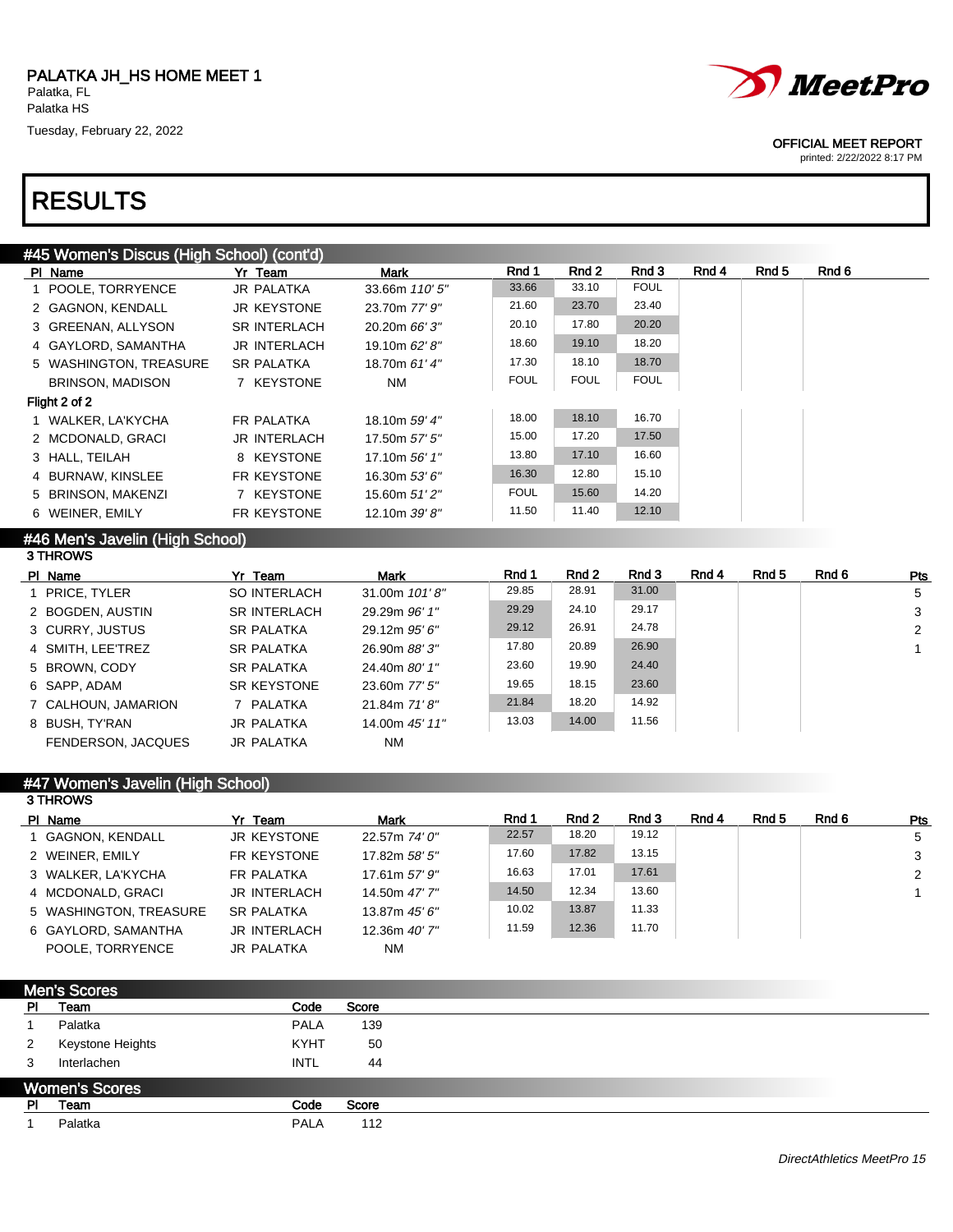PALATKA JH_HS HOME MEET 1
Palatka, FL
Palatka HS
Tuesday, February 22, 2022

OFFICIAL MEET REPORT
printed: 2/22/2022 8:17 PM

# RESULTS

## #45 Women's Discus (High School) (cont'd)

| Pl | Name | Yr | Team | Mark | Rnd 1 | Rnd 2 | Rnd 3 | Rnd 4 | Rnd 5 | Rnd 6 |
|---|---|---|---|---|---|---|---|---|---|---|
| 1 | POOLE, TORRYENCE | JR | PALATKA | 33.66m *110' 5"* | 33.66 | 33.10 | FOUL | | | |
| 2 | GAGNON, KENDALL | JR | KEYSTONE | 23.70m *77' 9"* | 21.60 | 23.70 | 23.40 | | | |
| 3 | GREENAN, ALLYSON | SR | INTERLACH | 20.20m *66' 3"* | 20.10 | 17.80 | 20.20 | | | |
| 4 | GAYLORD, SAMANTHA | JR | INTERLACH | 19.10m *62' 8"* | 18.60 | 19.10 | 18.20 | | | |
| 5 | WASHINGTON, TREASURE | SR | PALATKA | 18.70m *61' 4"* | 17.30 | 18.10 | 18.70 | | | |
| | BRINSON, MADISON | 7 | KEYSTONE | NM | FOUL | FOUL | FOUL | | | |
| **Flight 2 of 2** | | | | | | | | | | |
| 1 | WALKER, LA'KYCHA | FR | PALATKA | 18.10m *59' 4"* | 18.00 | 18.10 | 16.70 | | | |
| 2 | MCDONALD, GRACI | JR | INTERLACH | 17.50m *57' 5"* | 15.00 | 17.20 | 17.50 | | | |
| 3 | HALL, TEILAH | 8 | KEYSTONE | 17.10m *56' 1"* | 13.80 | 17.10 | 16.60 | | | |
| 4 | BURNAW, KINSLEE | FR | KEYSTONE | 16.30m *53' 6"* | 16.30 | 12.80 | 15.10 | | | |
| 5 | BRINSON, MAKENZI | 7 | KEYSTONE | 15.60m *51' 2"* | FOUL | 15.60 | 14.20 | | | |
| 6 | WEINER, EMILY | FR | KEYSTONE | 12.10m *39' 8"* | 11.50 | 11.40 | 12.10 | | | |

## #46 Men's Javelin (High School)

3 THROWS

| Pl | Name | Yr | Team | Mark | Rnd 1 | Rnd 2 | Rnd 3 | Rnd 4 | Rnd 5 | Rnd 6 | Pts |
|---|---|---|---|---|---|---|---|---|---|---|---|
| 1 | PRICE, TYLER | SO | INTERLACH | 31.00m *101' 8"* | 29.85 | 28.91 | 31.00 | | | | 5 |
| 2 | BOGDEN, AUSTIN | SR | INTERLACH | 29.29m *96' 1"* | 29.29 | 24.10 | 29.17 | | | | 3 |
| 3 | CURRY, JUSTUS | SR | PALATKA | 29.12m *95' 6"* | 29.12 | 26.91 | 24.78 | | | | 2 |
| 4 | SMITH, LEE'TREZ | SR | PALATKA | 26.90m *88' 3"* | 17.80 | 20.89 | 26.90 | | | | 1 |
| 5 | BROWN, CODY | SR | PALATKA | 24.40m *80' 1"* | 23.60 | 19.90 | 24.40 | | | | |
| 6 | SAPP, ADAM | SR | KEYSTONE | 23.60m *77' 5"* | 19.65 | 18.15 | 23.60 | | | | |
| 7 | CALHOUN, JAMARION | 7 | PALATKA | 21.84m *71' 8"* | 21.84 | 18.20 | 14.92 | | | | |
| 8 | BUSH, TY'RAN | JR | PALATKA | 14.00m *45' 11"* | 13.03 | 14.00 | 11.56 | | | | |
| | FENDERSON, JACQUES | JR | PALATKA | NM | | | | | | | |

## #47 Women's Javelin (High School)

3 THROWS

| Pl | Name | Yr | Team | Mark | Rnd 1 | Rnd 2 | Rnd 3 | Rnd 4 | Rnd 5 | Rnd 6 | Pts |
|---|---|---|---|---|---|---|---|---|---|---|---|
| 1 | GAGNON, KENDALL | JR | KEYSTONE | 22.57m *74' 0"* | 22.57 | 18.20 | 19.12 | | | | 5 |
| 2 | WEINER, EMILY | FR | KEYSTONE | 17.82m *58' 5"* | 17.60 | 17.82 | 13.15 | | | | 3 |
| 3 | WALKER, LA'KYCHA | FR | PALATKA | 17.61m *57' 9"* | 16.63 | 17.01 | 17.61 | | | | 2 |
| 4 | MCDONALD, GRACI | JR | INTERLACH | 14.50m *47' 7"* | 14.50 | 12.34 | 13.60 | | | | 1 |
| 5 | WASHINGTON, TREASURE | SR | PALATKA | 13.87m *45' 6"* | 10.02 | 13.87 | 11.33 | | | | |
| 6 | GAYLORD, SAMANTHA | JR | INTERLACH | 12.36m *40' 7"* | 11.59 | 12.36 | 11.70 | | | | |
| | POOLE, TORRYENCE | JR | PALATKA | NM | | | | | | | |

## Men's Scores

| Pl | Team | Code | Score |
|---|---|---|---|
| 1 | Palatka | PALA | 139 |
| 2 | Keystone Heights | KYHT | 50 |
| 3 | Interlachen | INTL | 44 |

## Women's Scores

| Pl | Team | Code | Score |
|---|---|---|---|
| 1 | Palatka | PALA | 112 |

*DirectAthletics MeetPro 15*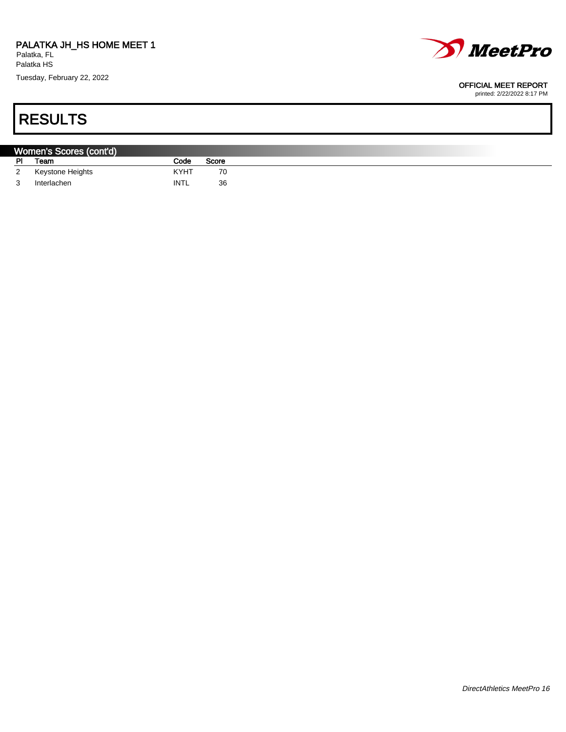PALATKA JH_HS HOME MEET 1
Palatka, FL
Palatka HS
Tuesday, February 22, 2022

OFFICIAL MEET REPORT
printed: 2/22/2022 8:17 PM

# RESULTS

## Women's Scores (cont'd)

| Pl | Team | Code | Score |
|---|---|---|---|
| 2 | Keystone Heights | KYHT | 70 |
| 3 | Interlachen | INTL | 36 |